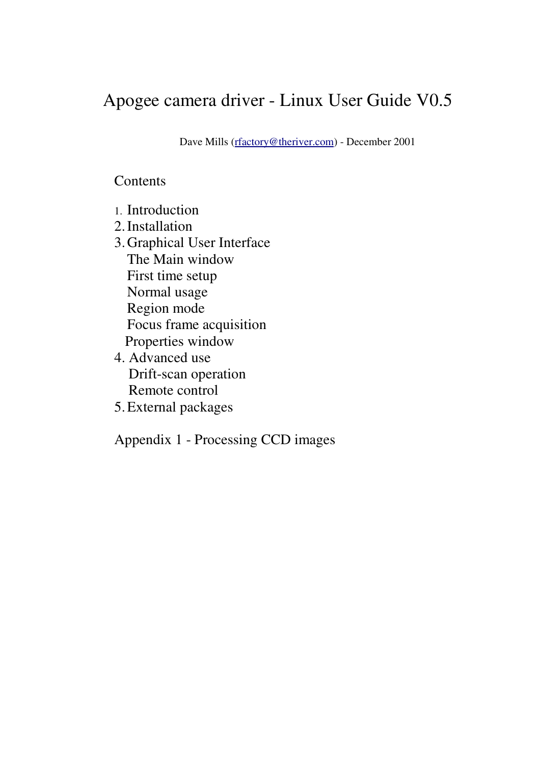# Apogee camera driver - Linux User Guide V0.5

Dave Mills (rfactory@theriver.com) - December 2001

## Contents

1. Introduction
2. Installation
3. Graphical User Interface
   - The Main window
   - First time setup
   - Normal usage
   - Region mode
   - Focus frame acquisition
   - Properties window
4. Advanced use
   - Drift-scan operation
   - Remote control
5. External packages

Appendix 1 - Processing CCD images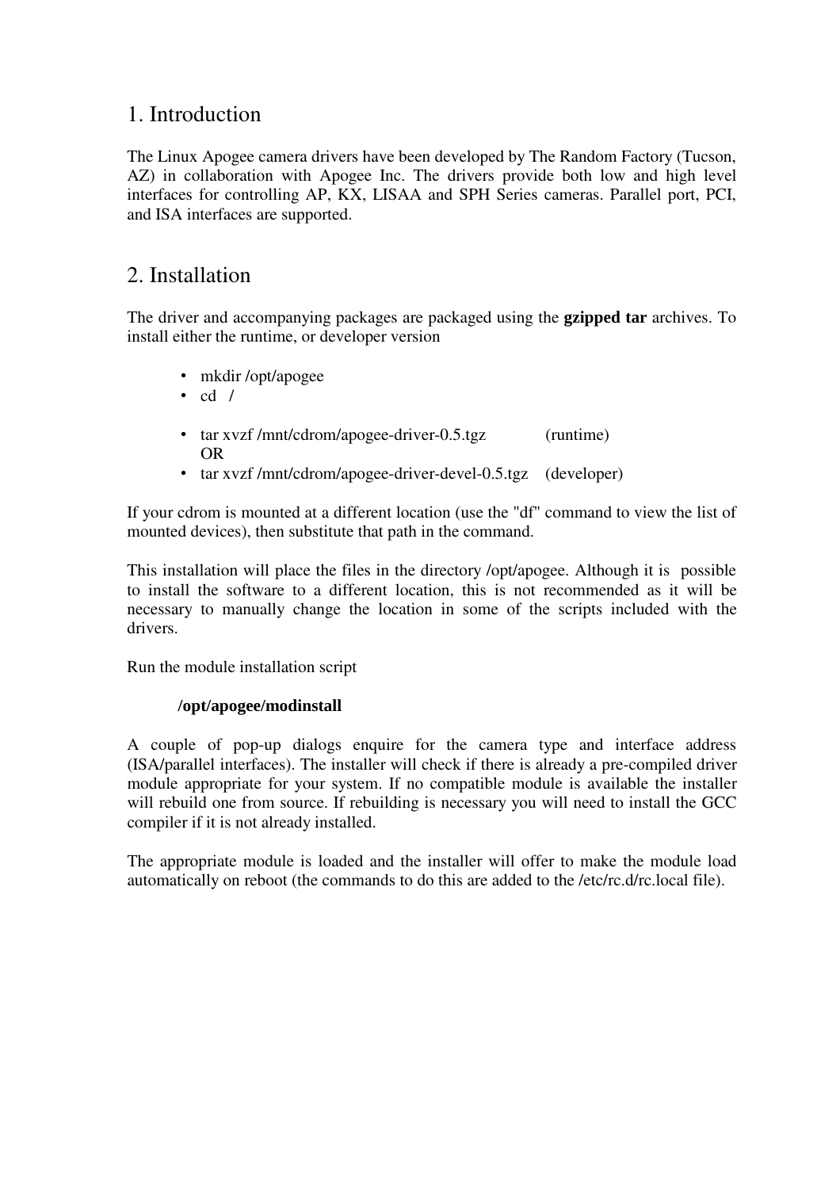# 1. Introduction

The Linux Apogee camera drivers have been developed by The Random Factory (Tucson, AZ) in collaboration with Apogee Inc. The drivers provide both low and high level interfaces for controlling AP, KX, LISAA and SPH Series cameras. Parallel port, PCI, and ISA interfaces are supported.

# 2. Installation

The driver and accompanying packages are packaged using the **gzipped tar** archives. To install either the runtime, or developer version

- mkdir /opt/apogee
- cd /

- tar xvzf /mnt/cdrom/apogee-driver-0.5.tgz (runtime)
  OR
- tar xvzf /mnt/cdrom/apogee-driver-devel-0.5.tgz (developer)

If your cdrom is mounted at a different location (use the "df" command to view the list of mounted devices), then substitute that path in the command.

This installation will place the files in the directory /opt/apogee. Although it is possible to install the software to a different location, this is not recommended as it will be necessary to manually change the location in some of the scripts included with the drivers.

Run the module installation script

**/opt/apogee/modinstall**

A couple of pop-up dialogs enquire for the camera type and interface address (ISA/parallel interfaces). The installer will check if there is already a pre-compiled driver module appropriate for your system. If no compatible module is available the installer will rebuild one from source. If rebuilding is necessary you will need to install the GCC compiler if it is not already installed.

The appropriate module is loaded and the installer will offer to make the module load automatically on reboot (the commands to do this are added to the /etc/rc.d/rc.local file).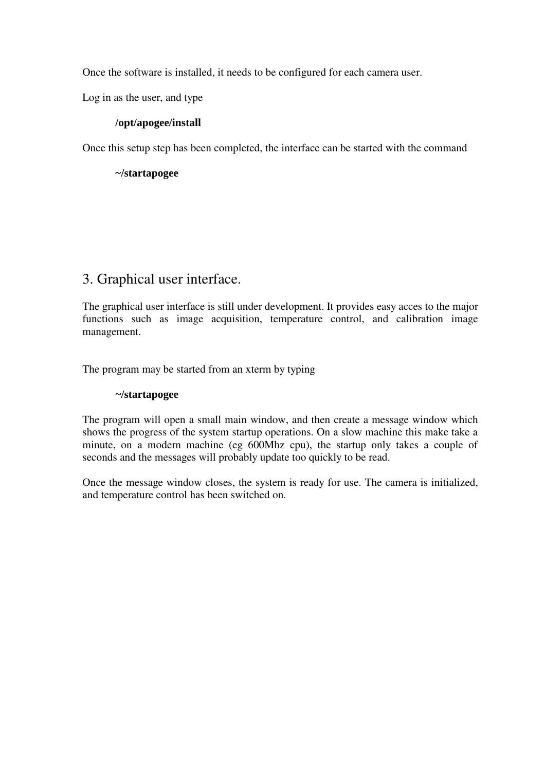Once the software is installed, it needs to be configured for each camera user.

Log in as the user, and type

**/opt/apogee/install**

Once this setup step has been completed, the interface can be started with the command

**~/startapogee**

# 3. Graphical user interface.

The graphical user interface is still under development. It provides easy acces to the major functions such as image acquisition, temperature control, and calibration image management.

The program may be started from an xterm by typing

**~/startapogee**

The program will open a small main window, and then create a message window which shows the progress of the system startup operations. On a slow machine this make take a minute, on a modern machine (eg 600Mhz cpu), the startup only takes a couple of seconds and the messages will probably update too quickly to be read.

Once the message window closes, the system is ready for use. The camera is initialized, and temperature control has been switched on.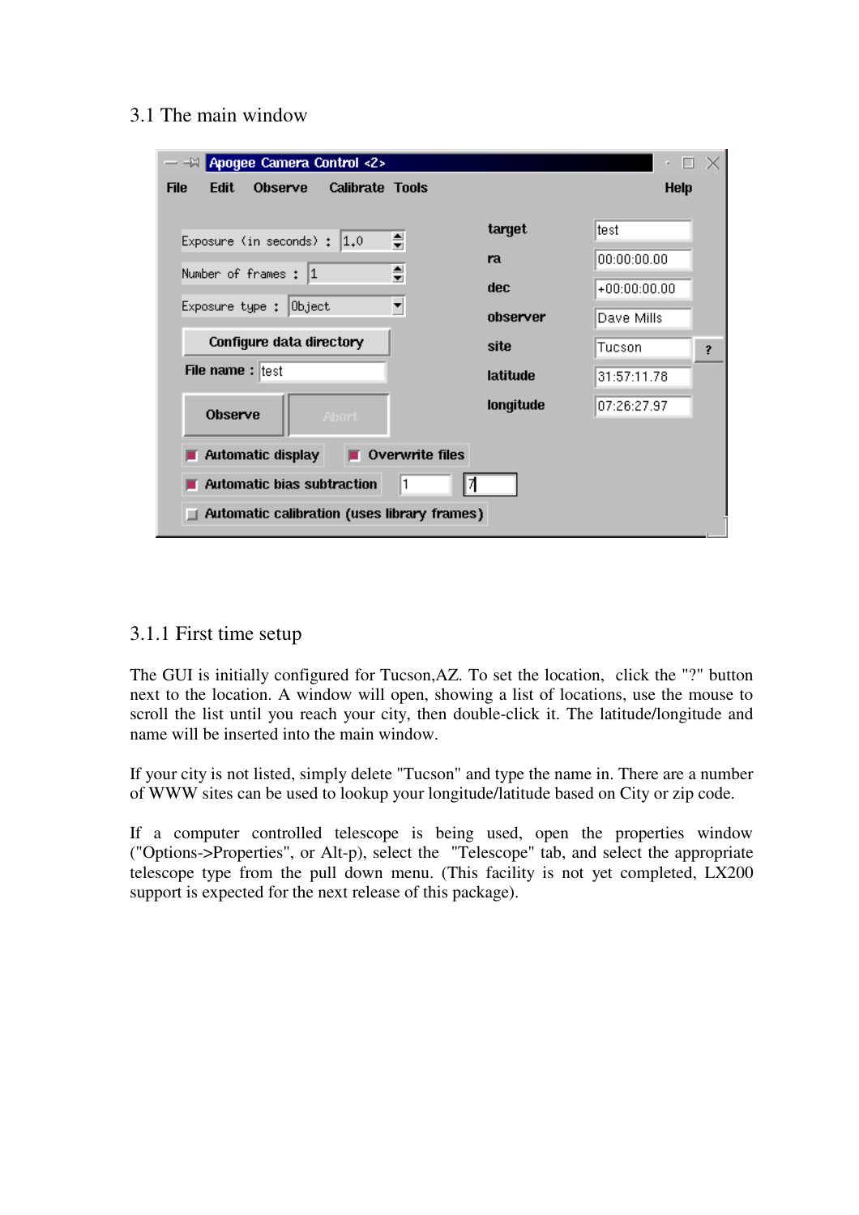## 3.1 The main window

### 3.1.1 First time setup

The GUI is initially configured for Tucson,AZ. To set the location, click the "?" button next to the location. A window will open, showing a list of locations, use the mouse to scroll the list until you reach your city, then double-click it. The latitude/longitude and name will be inserted into the main window.

If your city is not listed, simply delete "Tucson" and type the name in. There are a number of WWW sites can be used to lookup your longitude/latitude based on City or zip code.

If a computer controlled telescope is being used, open the properties window ("Options->Properties", or Alt-p), select the "Telescope" tab, and select the appropriate telescope type from the pull down menu. (This facility is not yet completed, LX200 support is expected for the next release of this package).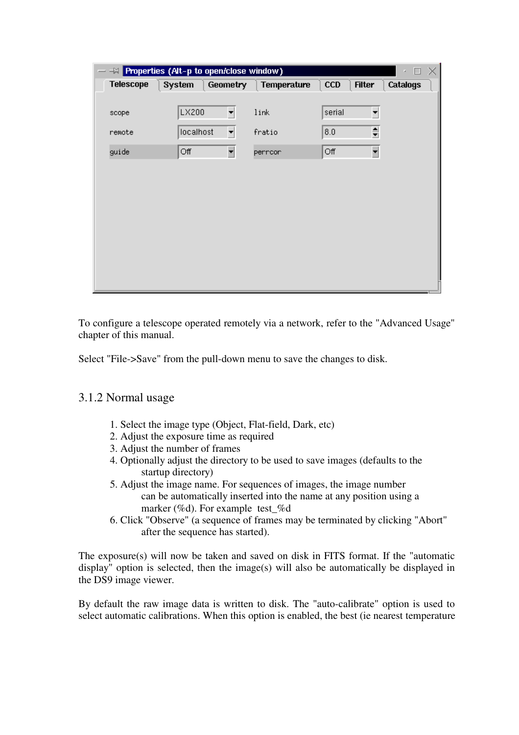To configure a telescope operated remotely via a network, refer to the "Advanced Usage" chapter of this manual.

Select "File->Save" from the pull-down menu to save the changes to disk.

### 3.1.2 Normal usage

1. Select the image type (Object, Flat-field, Dark, etc)
2. Adjust the exposure time as required
3. Adjust the number of frames
4. Optionally adjust the directory to be used to save images (defaults to the startup directory)
5. Adjust the image name. For sequences of images, the image number can be automatically inserted into the name at any position using a marker (%d). For example test_%d
6. Click "Observe" (a sequence of frames may be terminated by clicking "Abort" after the sequence has started).

The exposure(s) will now be taken and saved on disk in FITS format. If the "automatic display" option is selected, then the image(s) will also be automatically be displayed in the DS9 image viewer.

By default the raw image data is written to disk. The "auto-calibrate" option is used to select automatic calibrations. When this option is enabled, the best (ie nearest temperature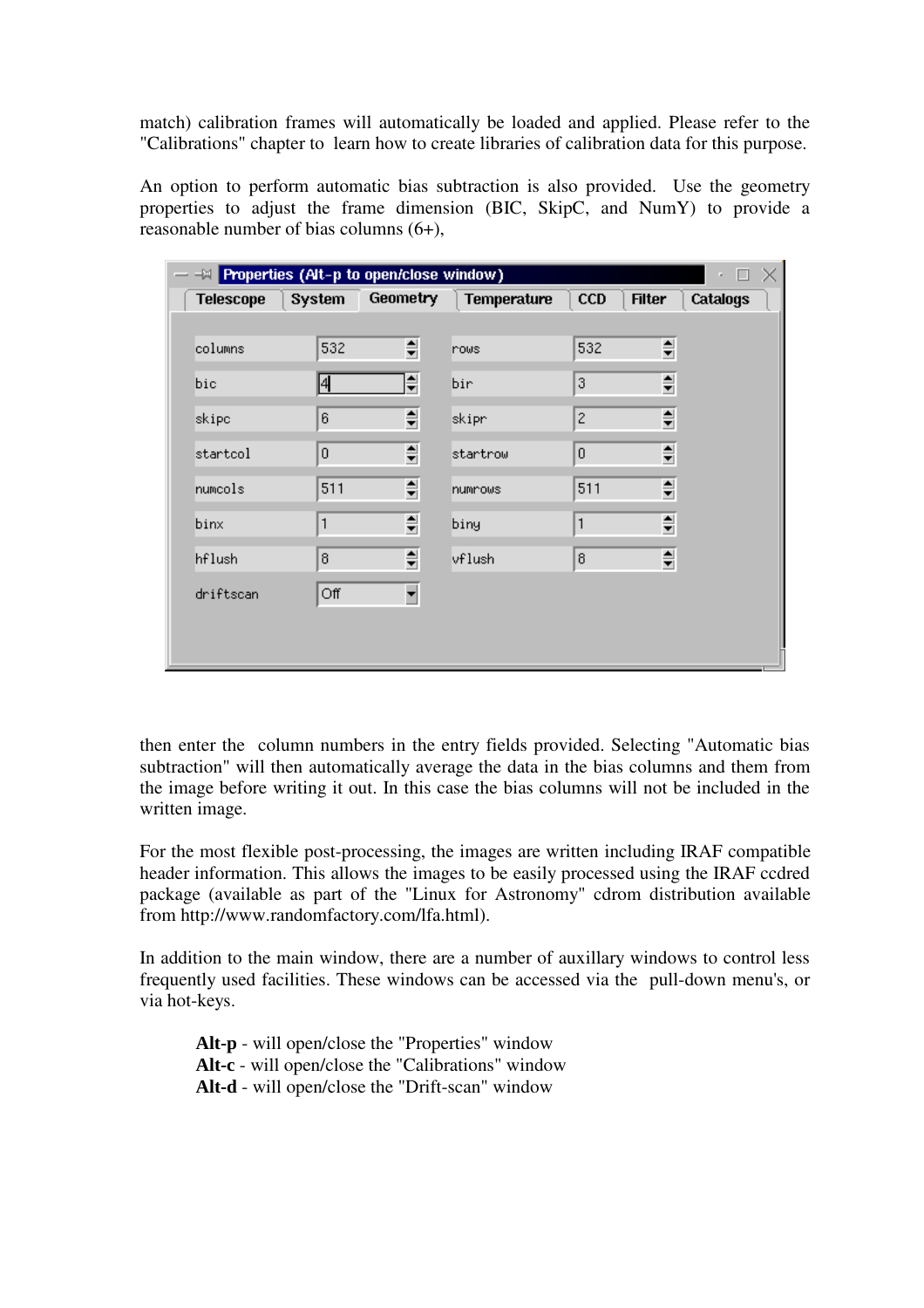match) calibration frames will automatically be loaded and applied. Please refer to the "Calibrations" chapter to learn how to create libraries of calibration data for this purpose.

An option to perform automatic bias subtraction is also provided. Use the geometry properties to adjust the frame dimension (BIC, SkipC, and NumY) to provide a reasonable number of bias columns (6+),

then enter the column numbers in the entry fields provided. Selecting "Automatic bias subtraction" will then automatically average the data in the bias columns and them from the image before writing it out. In this case the bias columns will not be included in the written image.

For the most flexible post-processing, the images are written including IRAF compatible header information. This allows the images to be easily processed using the IRAF ccdred package (available as part of the "Linux for Astronomy" cdrom distribution available from http://www.randomfactory.com/lfa.html).

In addition to the main window, there are a number of auxillary windows to control less frequently used facilities. These windows can be accessed via the pull-down menu's, or via hot-keys.

> **Alt-p** - will open/close the "Properties" window
> **Alt-c** - will open/close the "Calibrations" window
> **Alt-d** - will open/close the "Drift-scan" window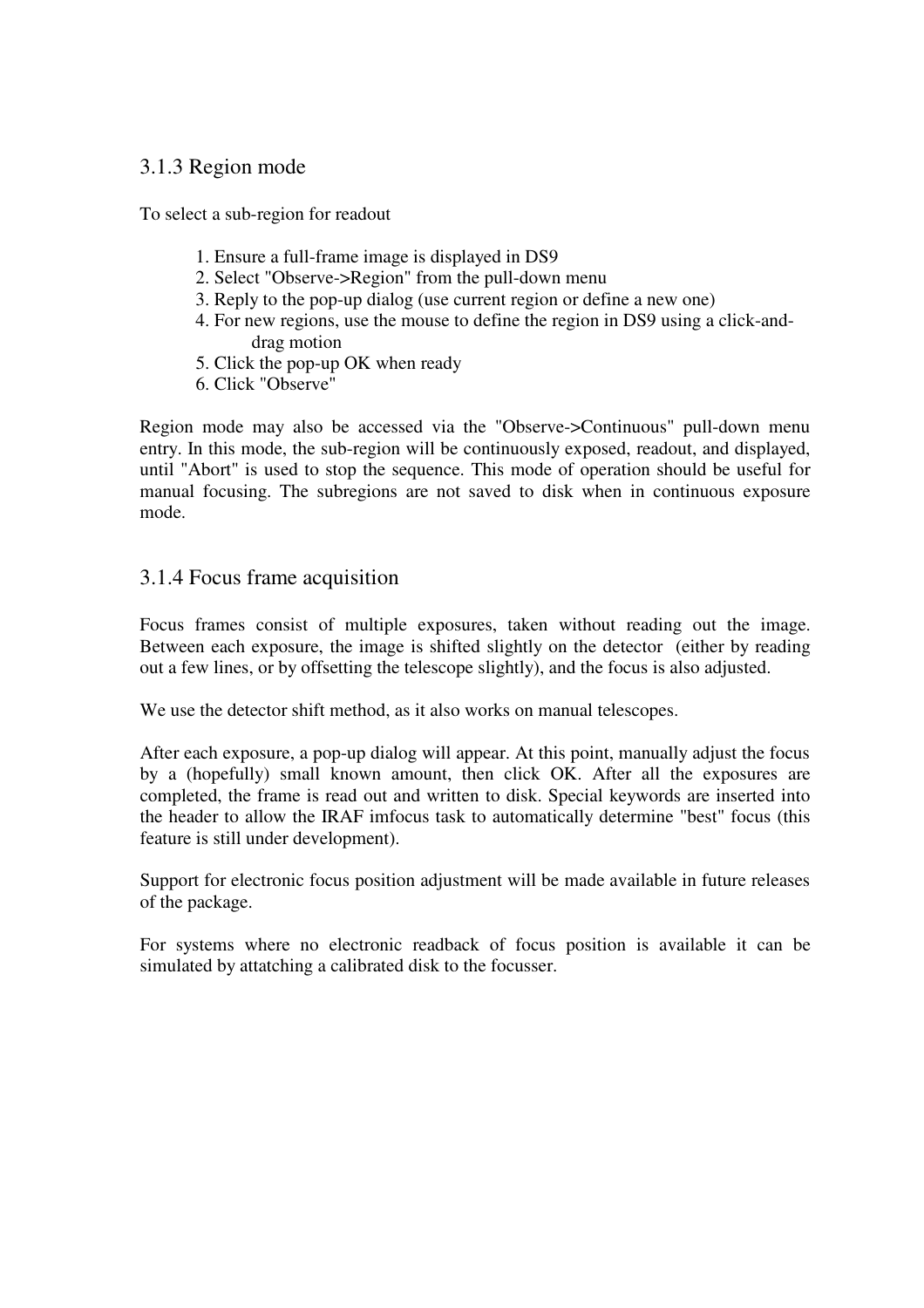### 3.1.3 Region mode

To select a sub-region for readout

1. Ensure a full-frame image is displayed in DS9
2. Select "Observe->Region" from the pull-down menu
3. Reply to the pop-up dialog (use current region or define a new one)
4. For new regions, use the mouse to define the region in DS9 using a click-and-drag motion
5. Click the pop-up OK when ready
6. Click "Observe"

Region mode may also be accessed via the "Observe->Continuous" pull-down menu entry. In this mode, the sub-region will be continuously exposed, readout, and displayed, until "Abort" is used to stop the sequence. This mode of operation should be useful for manual focusing. The subregions are not saved to disk when in continuous exposure mode.

### 3.1.4 Focus frame acquisition

Focus frames consist of multiple exposures, taken without reading out the image. Between each exposure, the image is shifted slightly on the detector (either by reading out a few lines, or by offsetting the telescope slightly), and the focus is also adjusted.

We use the detector shift method, as it also works on manual telescopes.

After each exposure, a pop-up dialog will appear. At this point, manually adjust the focus by a (hopefully) small known amount, then click OK. After all the exposures are completed, the frame is read out and written to disk. Special keywords are inserted into the header to allow the IRAF imfocus task to automatically determine "best" focus (this feature is still under development).

Support for electronic focus position adjustment will be made available in future releases of the package.

For systems where no electronic readback of focus position is available it can be simulated by attatching a calibrated disk to the focusser.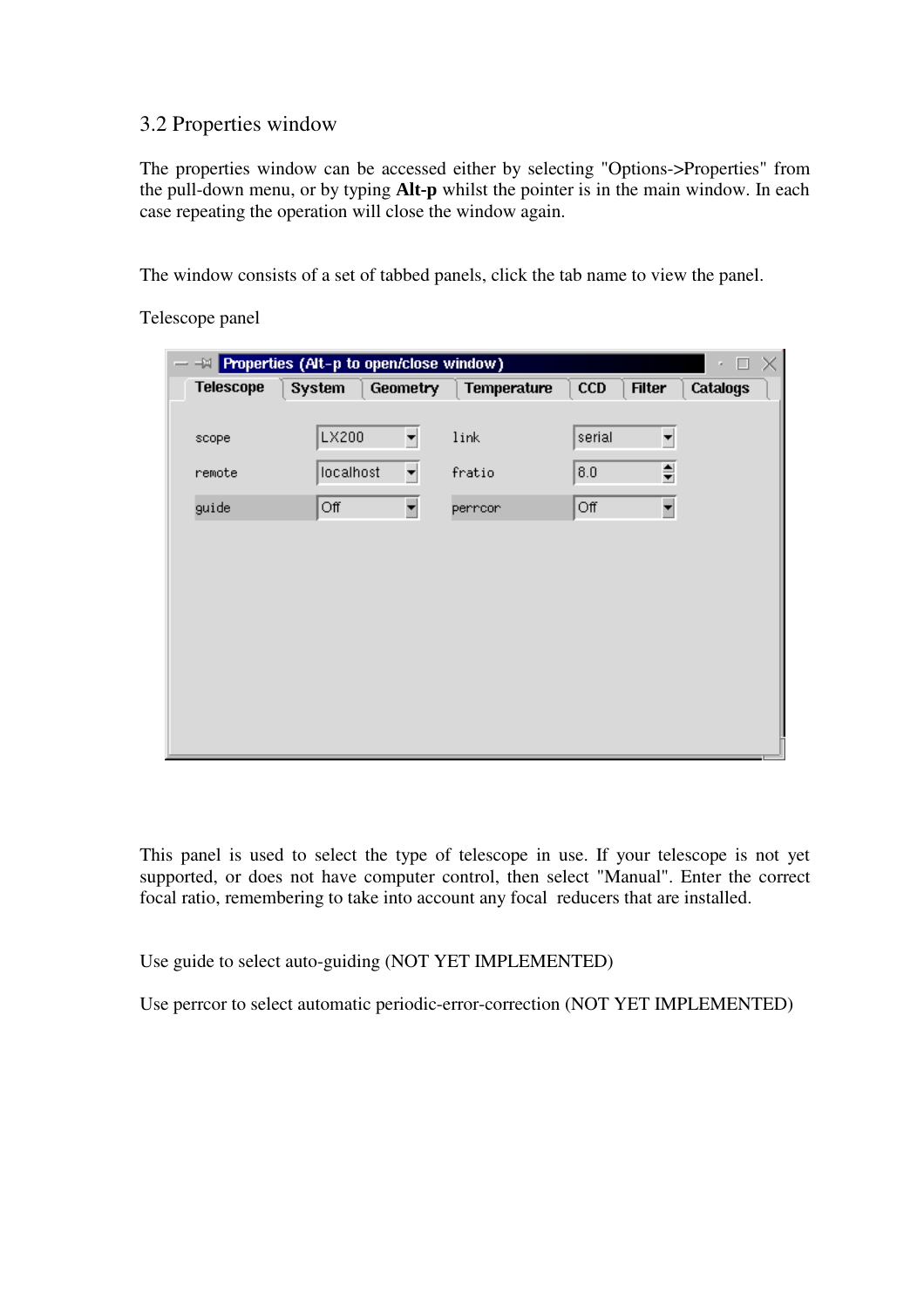## 3.2 Properties window

The properties window can be accessed either by selecting "Options->Properties" from the pull-down menu, or by typing **Alt-p** whilst the pointer is in the main window. In each case repeating the operation will close the window again.

The window consists of a set of tabbed panels, click the tab name to view the panel.

Telescope panel

This panel is used to select the type of telescope in use. If your telescope is not yet supported, or does not have computer control, then select "Manual". Enter the correct focal ratio, remembering to take into account any focal reducers that are installed.

Use guide to select auto-guiding (NOT YET IMPLEMENTED)

Use perrcor to select automatic periodic-error-correction (NOT YET IMPLEMENTED)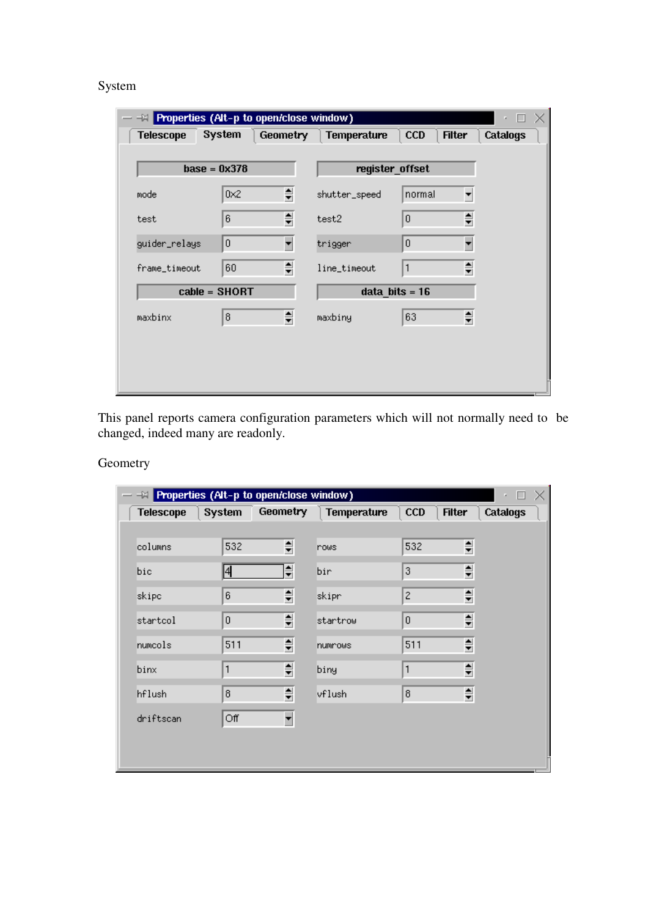System

| Properties (Alt-p to open/close window) | | | |
|---|---|---|---|
| **base = 0x378** | | **register_offset** | |
| mode | 0x2 | shutter_speed | normal |
| test | 6 | test2 | 0 |
| guider_relays | 0 | trigger | 0 |
| frame_timeout | 60 | line_timeout | 1 |
| **cable = SHORT** | | **data_bits = 16** | |
| maxbinx | 8 | maxbiny | 63 |

This panel reports camera configuration parameters which will not normally need to be changed, indeed many are readonly.

Geometry

| Properties (Alt-p to open/close window) | | | |
|---|---|---|---|
| columns | 532 | rows | 532 |
| bic | 4 | bir | 3 |
| skipc | 6 | skipr | 2 |
| startcol | 0 | startrow | 0 |
| numcols | 511 | numrows | 511 |
| binx | 1 | biny | 1 |
| hflush | 8 | vflush | 8 |
| driftscan | Off | | |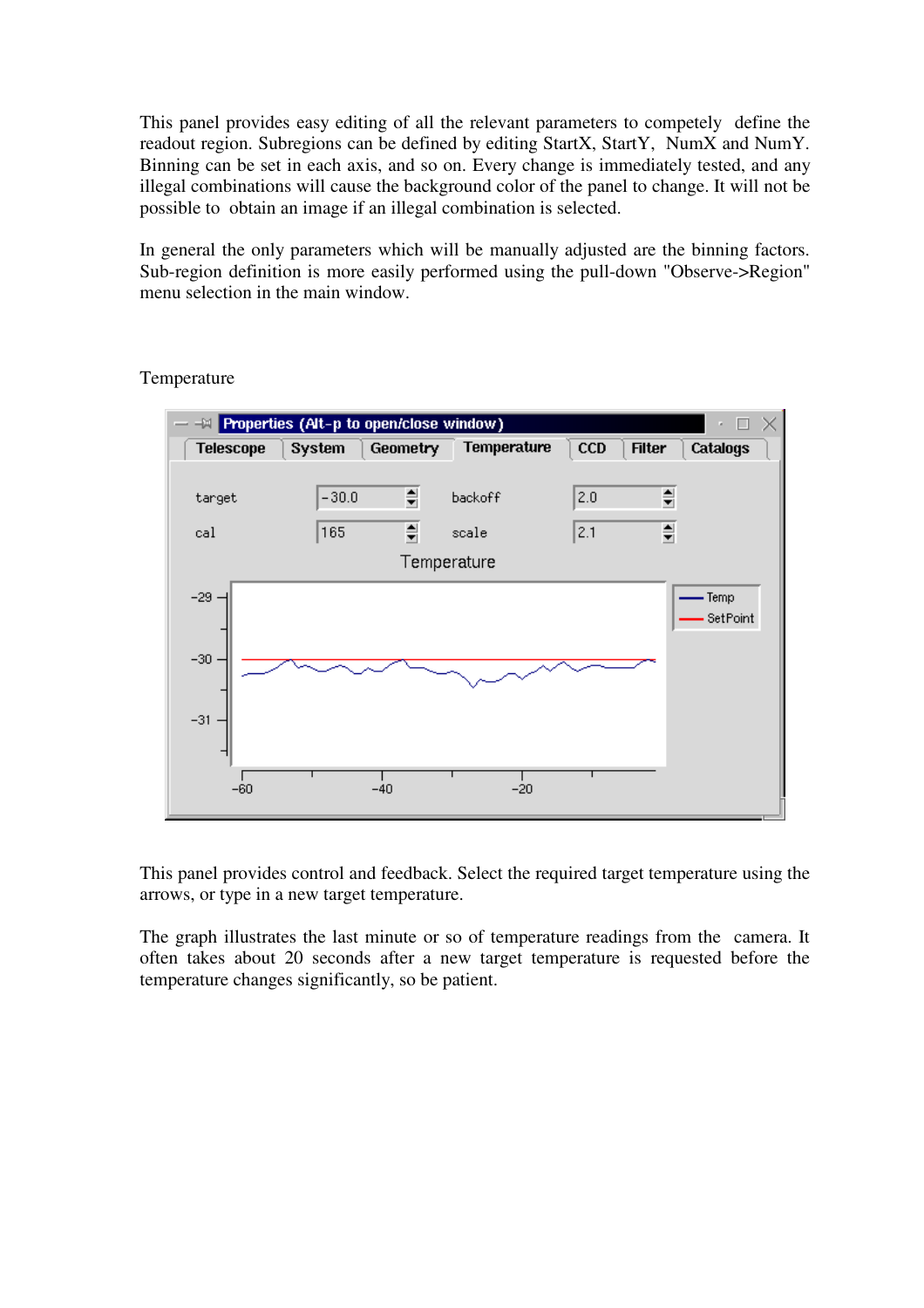This panel provides easy editing of all the relevant parameters to competely define the readout region. Subregions can be defined by editing StartX, StartY, NumX and NumY. Binning can be set in each axis, and so on. Every change is immediately tested, and any illegal combinations will cause the background color of the panel to change. It will not be possible to obtain an image if an illegal combination is selected.

In general the only parameters which will be manually adjusted are the binning factors. Sub-region definition is more easily performed using the pull-down "Observe->Region" menu selection in the main window.

## Temperature

This panel provides control and feedback. Select the required target temperature using the arrows, or type in a new target temperature.

The graph illustrates the last minute or so of temperature readings from the camera. It often takes about 20 seconds after a new target temperature is requested before the temperature changes significantly, so be patient.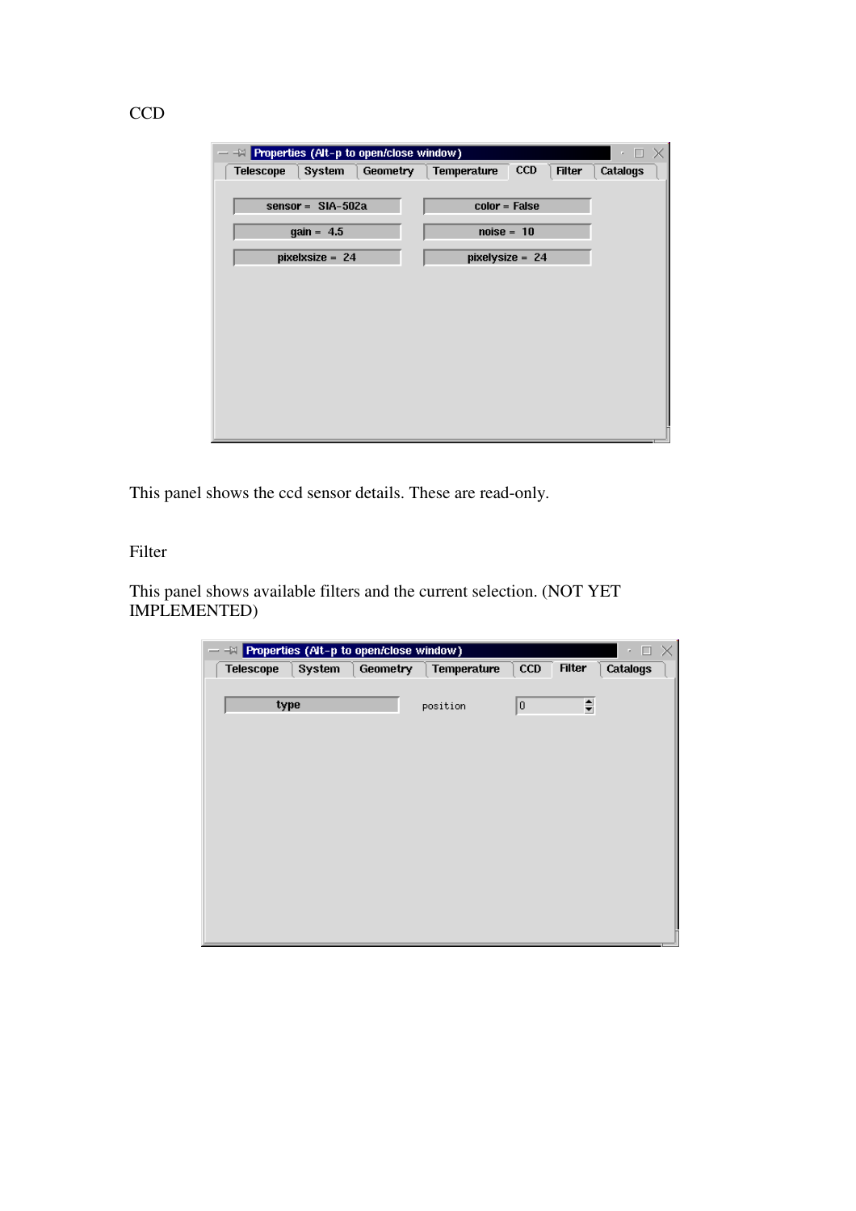CCD

This panel shows the ccd sensor details. These are read-only.

Filter

This panel shows available filters and the current selection. (NOT YET IMPLEMENTED)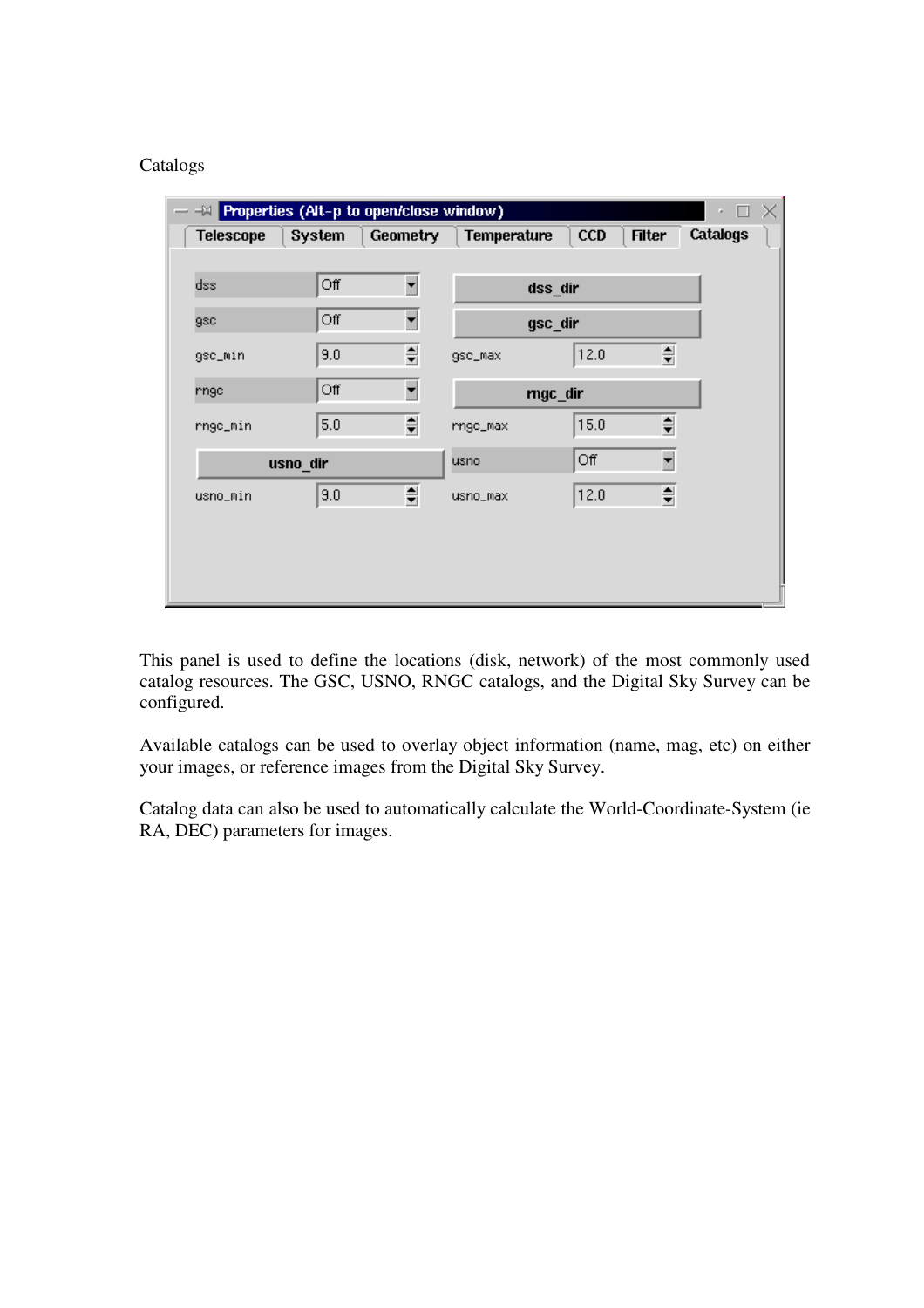Catalogs

This panel is used to define the locations (disk, network) of the most commonly used catalog resources. The GSC, USNO, RNGC catalogs, and the Digital Sky Survey can be configured.

Available catalogs can be used to overlay object information (name, mag, etc) on either your images, or reference images from the Digital Sky Survey.

Catalog data can also be used to automatically calculate the World-Coordinate-System (ie RA, DEC) parameters for images.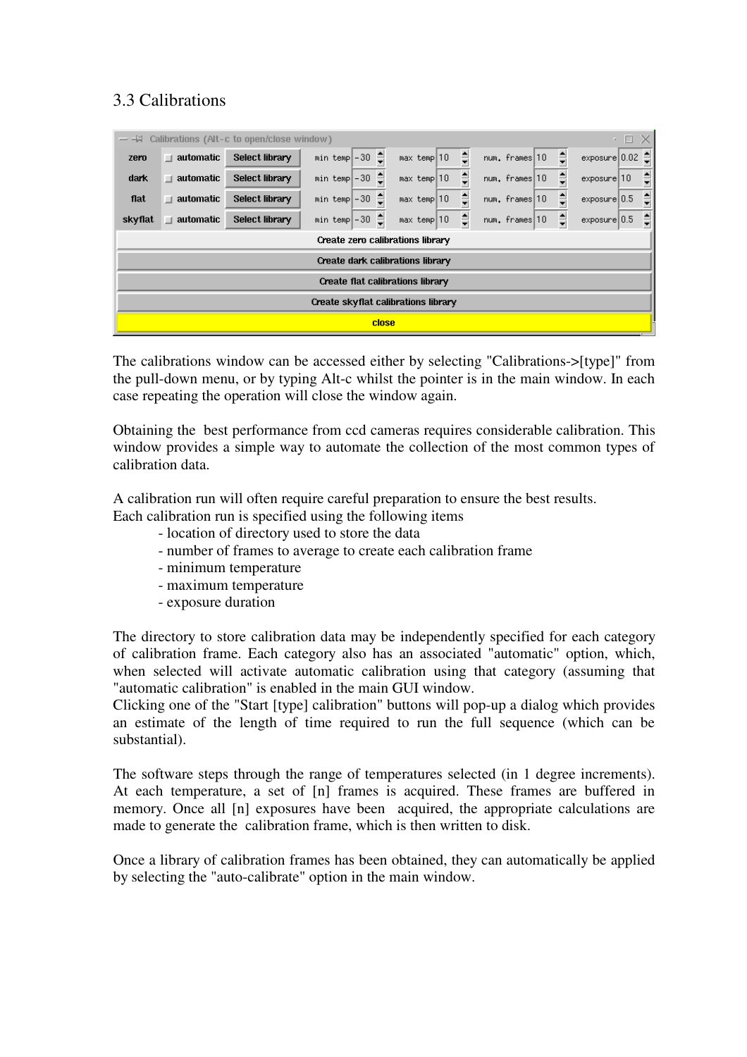## 3.3 Calibrations

The calibrations window can be accessed either by selecting "Calibrations->[type]" from the pull-down menu, or by typing Alt-c whilst the pointer is in the main window. In each case repeating the operation will close the window again.

Obtaining the best performance from ccd cameras requires considerable calibration. This window provides a simple way to automate the collection of the most common types of calibration data.

A calibration run will often require careful preparation to ensure the best results.
Each calibration run is specified using the following items

- location of directory used to store the data
- number of frames to average to create each calibration frame
- minimum temperature
- maximum temperature
- exposure duration

The directory to store calibration data may be independently specified for each category of calibration frame. Each category also has an associated "automatic" option, which, when selected will activate automatic calibration using that category (assuming that "automatic calibration" is enabled in the main GUI window.
Clicking one of the "Start [type] calibration" buttons will pop-up a dialog which provides an estimate of the length of time required to run the full sequence (which can be substantial).

The software steps through the range of temperatures selected (in 1 degree increments). At each temperature, a set of [n] frames is acquired. These frames are buffered in memory. Once all [n] exposures have been acquired, the appropriate calculations are made to generate the calibration frame, which is then written to disk.

Once a library of calibration frames has been obtained, they can automatically be applied by selecting the "auto-calibrate" option in the main window.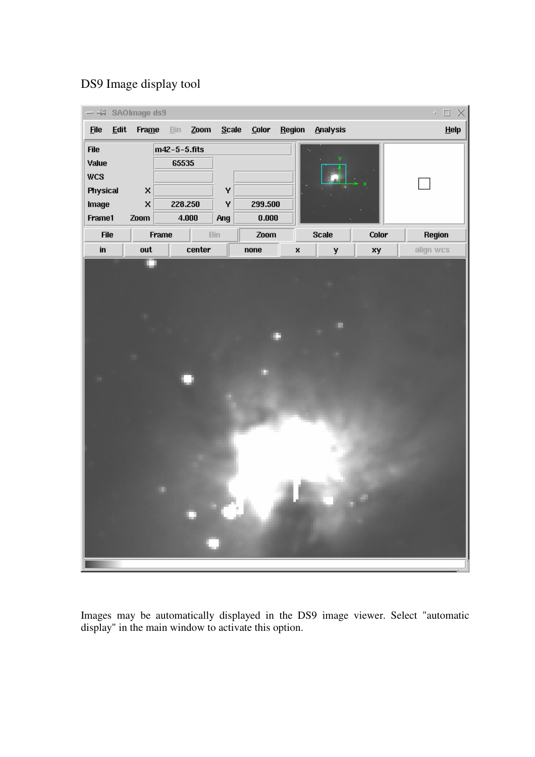DS9 Image display tool

Images may be automatically displayed in the DS9 image viewer. Select "automatic display" in the main window to activate this option.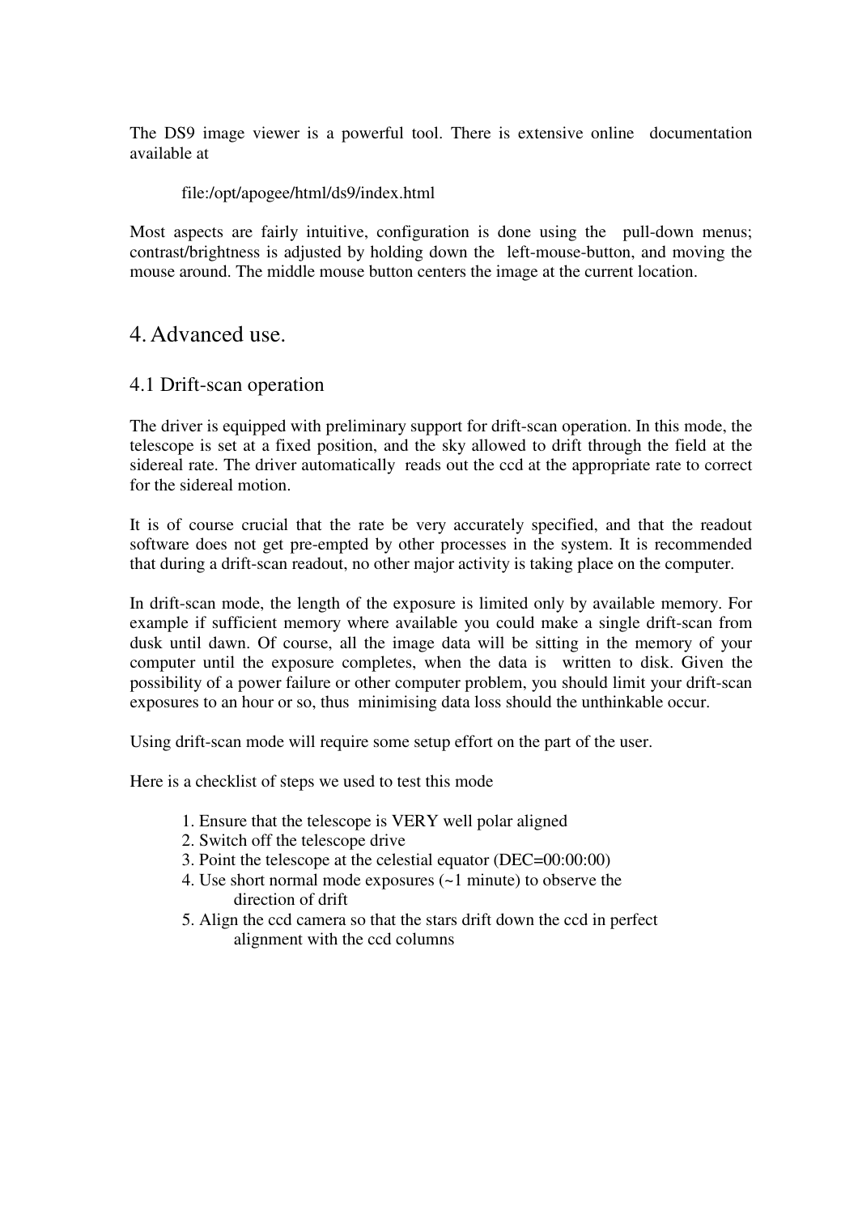The DS9 image viewer is a powerful tool. There is extensive online documentation available at

file:/opt/apogee/html/ds9/index.html

Most aspects are fairly intuitive, configuration is done using the pull-down menus; contrast/brightness is adjusted by holding down the left-mouse-button, and moving the mouse around. The middle mouse button centers the image at the current location.

# 4. Advanced use.

## 4.1 Drift-scan operation

The driver is equipped with preliminary support for drift-scan operation. In this mode, the telescope is set at a fixed position, and the sky allowed to drift through the field at the sidereal rate. The driver automatically reads out the ccd at the appropriate rate to correct for the sidereal motion.

It is of course crucial that the rate be very accurately specified, and that the readout software does not get pre-empted by other processes in the system. It is recommended that during a drift-scan readout, no other major activity is taking place on the computer.

In drift-scan mode, the length of the exposure is limited only by available memory. For example if sufficient memory where available you could make a single drift-scan from dusk until dawn. Of course, all the image data will be sitting in the memory of your computer until the exposure completes, when the data is written to disk. Given the possibility of a power failure or other computer problem, you should limit your drift-scan exposures to an hour or so, thus minimising data loss should the unthinkable occur.

Using drift-scan mode will require some setup effort on the part of the user.

Here is a checklist of steps we used to test this mode

1. Ensure that the telescope is VERY well polar aligned
2. Switch off the telescope drive
3. Point the telescope at the celestial equator (DEC=00:00:00)
4. Use short normal mode exposures (~1 minute) to observe the direction of drift
5. Align the ccd camera so that the stars drift down the ccd in perfect alignment with the ccd columns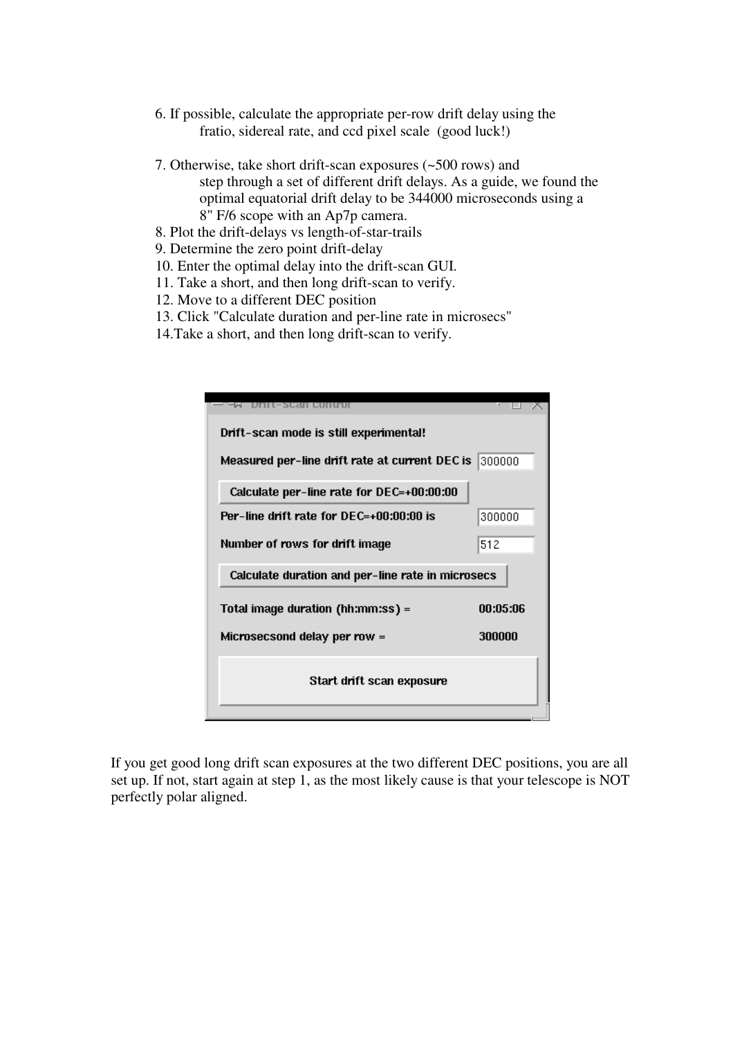6. If possible, calculate the appropriate per-row drift delay using the fratio, sidereal rate, and ccd pixel scale (good luck!)

7. Otherwise, take short drift-scan exposures (~500 rows) and step through a set of different drift delays. As a guide, we found the optimal equatorial drift delay to be 344000 microseconds using a 8" F/6 scope with an Ap7p camera.
8. Plot the drift-delays vs length-of-star-trails
9. Determine the zero point drift-delay
10. Enter the optimal delay into the drift-scan GUI.
11. Take a short, and then long drift-scan to verify.
12. Move to a different DEC position
13. Click "Calculate duration and per-line rate in microsecs"
14. Take a short, and then long drift-scan to verify.

Drift-scan control

Drift-scan mode is still experimental!

Measured per-line drift rate at current DEC is 300000

Calculate per-line rate for DEC=+00:00:00

Per-line drift rate for DEC=+00:00:00 is 300000

Number of rows for drift image 512

Calculate duration and per-line rate in microsecs

Total image duration (hh:mm:ss) = 00:05:06

Microsecsond delay per row = 300000

Start drift scan exposure

If you get good long drift scan exposures at the two different DEC positions, you are all set up. If not, start again at step 1, as the most likely cause is that your telescope is NOT perfectly polar aligned.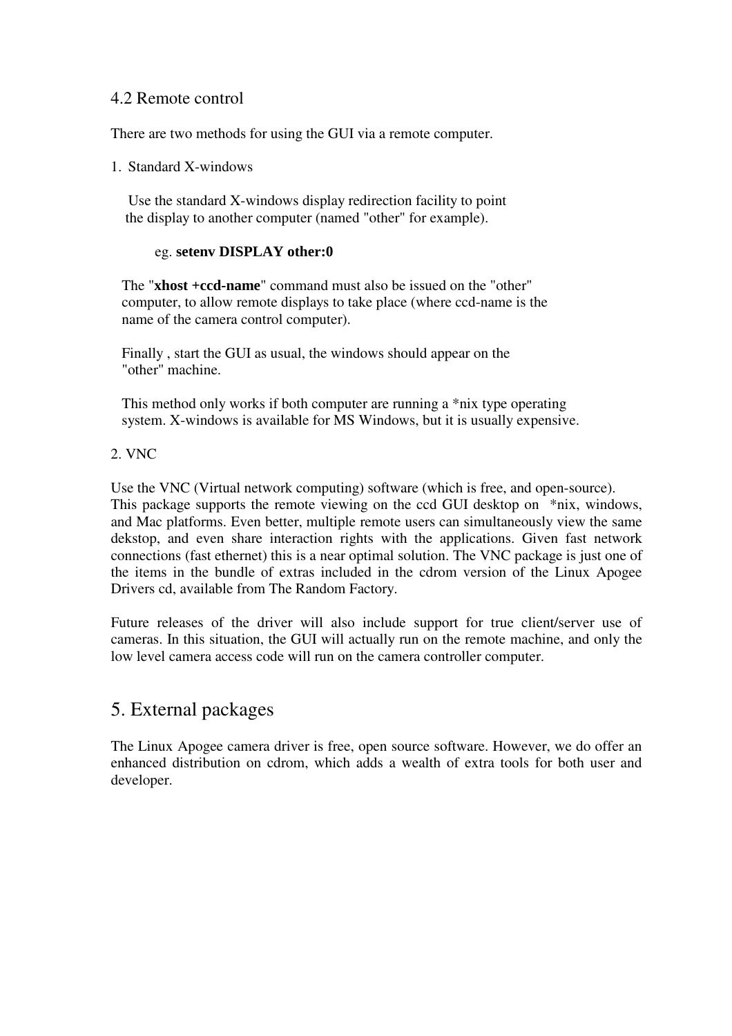## 4.2 Remote control

There are two methods for using the GUI via a remote computer.

1. Standard X-windows

   Use the standard X-windows display redirection facility to point the display to another computer (named "other" for example).

   eg. **setenv DISPLAY other:0**

   The "**xhost +ccd-name**" command must also be issued on the "other" computer, to allow remote displays to take place (where ccd-name is the name of the camera control computer).

   Finally , start the GUI as usual, the windows should appear on the "other" machine.

   This method only works if both computer are running a *nix type operating system. X-windows is available for MS Windows, but it is usually expensive.

2. VNC

Use the VNC (Virtual network computing) software (which is free, and open-source). This package supports the remote viewing on the ccd GUI desktop on *nix, windows, and Mac platforms. Even better, multiple remote users can simultaneously view the same dekstop, and even share interaction rights with the applications. Given fast network connections (fast ethernet) this is a near optimal solution. The VNC package is just one of the items in the bundle of extras included in the cdrom version of the Linux Apogee Drivers cd, available from The Random Factory.

Future releases of the driver will also include support for true client/server use of cameras. In this situation, the GUI will actually run on the remote machine, and only the low level camera access code will run on the camera controller computer.

# 5. External packages

The Linux Apogee camera driver is free, open source software. However, we do offer an enhanced distribution on cdrom, which adds a wealth of extra tools for both user and developer.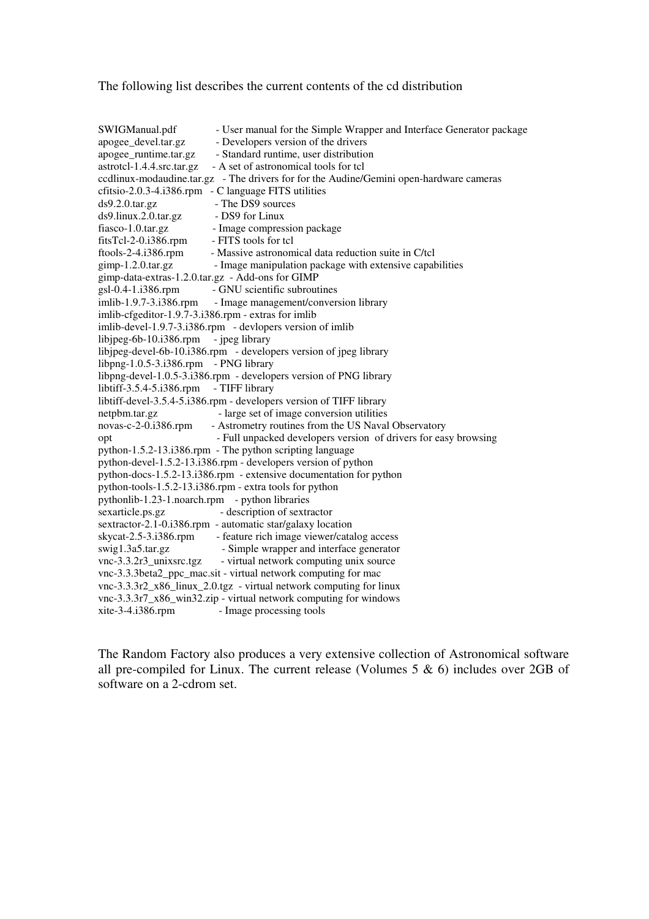The following list describes the current contents of the cd distribution

SWIGManual.pdf - User manual for the Simple Wrapper and Interface Generator package
apogee_devel.tar.gz - Developers version of the drivers
apogee_runtime.tar.gz - Standard runtime, user distribution
astrotcl-1.4.4.src.tar.gz - A set of astronomical tools for tcl
ccdlinux-modaudine.tar.gz - The drivers for for the Audine/Gemini open-hardware cameras
cfitsio-2.0.3-4.i386.rpm - C language FITS utilities
ds9.2.0.tar.gz - The DS9 sources
ds9.linux.2.0.tar.gz - DS9 for Linux
fiasco-1.0.tar.gz - Image compression package
fitsTcl-2-0.i386.rpm - FITS tools for tcl
ftools-2-4.i386.rpm - Massive astronomical data reduction suite in C/tcl
gimp-1.2.0.tar.gz - Image manipulation package with extensive capabilities
gimp-data-extras-1.2.0.tar.gz - Add-ons for GIMP
gsl-0.4-1.i386.rpm - GNU scientific subroutines
imlib-1.9.7-3.i386.rpm - Image management/conversion library
imlib-cfgeditor-1.9.7-3.i386.rpm - extras for imlib
imlib-devel-1.9.7-3.i386.rpm - devlopers version of imlib
libjpeg-6b-10.i386.rpm - jpeg library
libjpeg-devel-6b-10.i386.rpm - developers version of jpeg library
libpng-1.0.5-3.i386.rpm - PNG library
libpng-devel-1.0.5-3.i386.rpm - developers version of PNG library
libtiff-3.5.4-5.i386.rpm - TIFF library
libtiff-devel-3.5.4-5.i386.rpm - developers version of TIFF library
netpbm.tar.gz - large set of image conversion utilities
novas-c-2-0.i386.rpm - Astrometry routines from the US Naval Observatory
opt - Full unpacked developers version of drivers for easy browsing
python-1.5.2-13.i386.rpm - The python scripting language
python-devel-1.5.2-13.i386.rpm - developers version of python
python-docs-1.5.2-13.i386.rpm - extensive documentation for python
python-tools-1.5.2-13.i386.rpm - extra tools for python
pythonlib-1.23-1.noarch.rpm - python libraries
sexarticle.ps.gz - description of sextractor
sextractor-2.1-0.i386.rpm - automatic star/galaxy location
skycat-2.5-3.i386.rpm - feature rich image viewer/catalog access
swig1.3a5.tar.gz - Simple wrapper and interface generator
vnc-3.3.2r3_unixsrc.tgz - virtual network computing unix source
vnc-3.3.3beta2_ppc_mac.sit - virtual network computing for mac
vnc-3.3.3r2_x86_linux_2.0.tgz - virtual network computing for linux
vnc-3.3.3r7_x86_win32.zip - virtual network computing for windows
xite-3-4.i386.rpm - Image processing tools

The Random Factory also produces a very extensive collection of Astronomical software all pre-compiled for Linux. The current release (Volumes 5 & 6) includes over 2GB of software on a 2-cdrom set.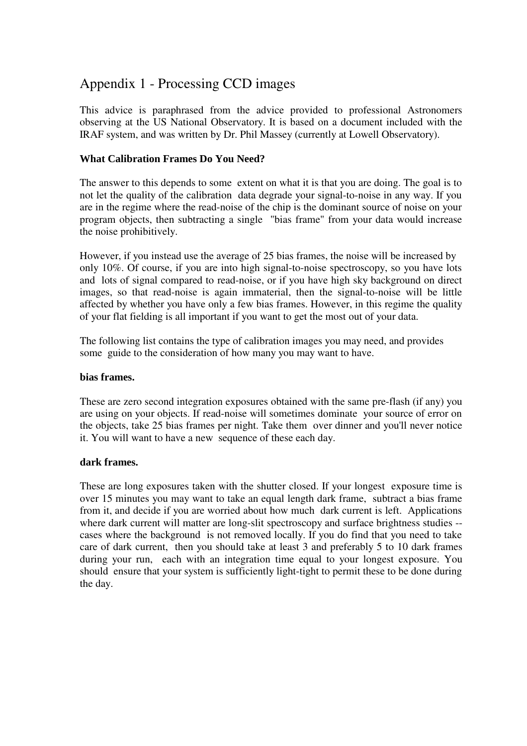# Appendix 1 - Processing CCD images

This advice is paraphrased from the advice provided to professional Astronomers observing at the US National Observatory. It is based on a document included with the IRAF system, and was written by Dr. Phil Massey (currently at Lowell Observatory).

**What Calibration Frames Do You Need?**

The answer to this depends to some extent on what it is that you are doing. The goal is to not let the quality of the calibration data degrade your signal-to-noise in any way. If you are in the regime where the read-noise of the chip is the dominant source of noise on your program objects, then subtracting a single "bias frame" from your data would increase the noise prohibitively.

However, if you instead use the average of 25 bias frames, the noise will be increased by only 10%. Of course, if you are into high signal-to-noise spectroscopy, so you have lots and lots of signal compared to read-noise, or if you have high sky background on direct images, so that read-noise is again immaterial, then the signal-to-noise will be little affected by whether you have only a few bias frames. However, in this regime the quality of your flat fielding is all important if you want to get the most out of your data.

The following list contains the type of calibration images you may need, and provides some guide to the consideration of how many you may want to have.

**bias frames.**

These are zero second integration exposures obtained with the same pre-flash (if any) you are using on your objects. If read-noise will sometimes dominate your source of error on the objects, take 25 bias frames per night. Take them over dinner and you'll never notice it. You will want to have a new sequence of these each day.

**dark frames.**

These are long exposures taken with the shutter closed. If your longest exposure time is over 15 minutes you may want to take an equal length dark frame, subtract a bias frame from it, and decide if you are worried about how much dark current is left. Applications where dark current will matter are long-slit spectroscopy and surface brightness studies -- cases where the background is not removed locally. If you do find that you need to take care of dark current, then you should take at least 3 and preferably 5 to 10 dark frames during your run, each with an integration time equal to your longest exposure. You should ensure that your system is sufficiently light-tight to permit these to be done during the day.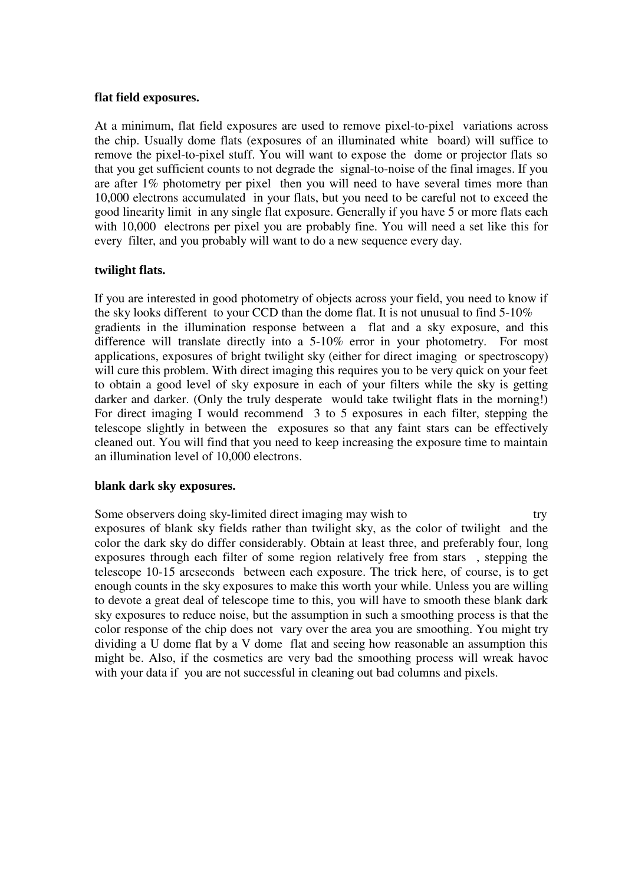**flat field exposures.**

At a minimum, flat field exposures are used to remove pixel-to-pixel variations across the chip. Usually dome flats (exposures of an illuminated white board) will suffice to remove the pixel-to-pixel stuff. You will want to expose the dome or projector flats so that you get sufficient counts to not degrade the signal-to-noise of the final images. If you are after 1% photometry per pixel then you will need to have several times more than 10,000 electrons accumulated in your flats, but you need to be careful not to exceed the good linearity limit in any single flat exposure. Generally if you have 5 or more flats each with 10,000 electrons per pixel you are probably fine. You will need a set like this for every filter, and you probably will want to do a new sequence every day.

**twilight flats.**

If you are interested in good photometry of objects across your field, you need to know if the sky looks different to your CCD than the dome flat. It is not unusual to find 5-10% gradients in the illumination response between a flat and a sky exposure, and this difference will translate directly into a 5-10% error in your photometry. For most applications, exposures of bright twilight sky (either for direct imaging or spectroscopy) will cure this problem. With direct imaging this requires you to be very quick on your feet to obtain a good level of sky exposure in each of your filters while the sky is getting darker and darker. (Only the truly desperate would take twilight flats in the morning!) For direct imaging I would recommend 3 to 5 exposures in each filter, stepping the telescope slightly in between the exposures so that any faint stars can be effectively cleaned out. You will find that you need to keep increasing the exposure time to maintain an illumination level of 10,000 electrons.

**blank dark sky exposures.**

Some observers doing sky-limited direct imaging may wish to try exposures of blank sky fields rather than twilight sky, as the color of twilight and the color the dark sky do differ considerably. Obtain at least three, and preferably four, long exposures through each filter of some region relatively free from stars , stepping the telescope 10-15 arcseconds between each exposure. The trick here, of course, is to get enough counts in the sky exposures to make this worth your while. Unless you are willing to devote a great deal of telescope time to this, you will have to smooth these blank dark sky exposures to reduce noise, but the assumption in such a smoothing process is that the color response of the chip does not vary over the area you are smoothing. You might try dividing a U dome flat by a V dome flat and seeing how reasonable an assumption this might be. Also, if the cosmetics are very bad the smoothing process will wreak havoc with your data if you are not successful in cleaning out bad columns and pixels.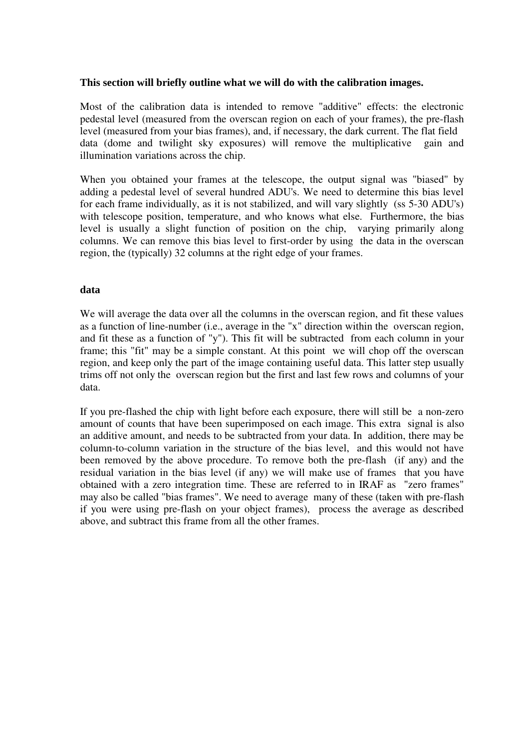**This section will briefly outline what we will do with the calibration images.**

Most of the calibration data is intended to remove "additive" effects: the electronic pedestal level (measured from the overscan region on each of your frames), the pre-flash level (measured from your bias frames), and, if necessary, the dark current. The flat field data (dome and twilight sky exposures) will remove the multiplicative gain and illumination variations across the chip.

When you obtained your frames at the telescope, the output signal was "biased" by adding a pedestal level of several hundred ADU's. We need to determine this bias level for each frame individually, as it is not stabilized, and will vary slightly (ss 5-30 ADU's) with telescope position, temperature, and who knows what else. Furthermore, the bias level is usually a slight function of position on the chip, varying primarily along columns. We can remove this bias level to first-order by using the data in the overscan region, the (typically) 32 columns at the right edge of your frames.

**data**

We will average the data over all the columns in the overscan region, and fit these values as a function of line-number (i.e., average in the "x" direction within the overscan region, and fit these as a function of "y"). This fit will be subtracted from each column in your frame; this "fit" may be a simple constant. At this point we will chop off the overscan region, and keep only the part of the image containing useful data. This latter step usually trims off not only the overscan region but the first and last few rows and columns of your data.

If you pre-flashed the chip with light before each exposure, there will still be a non-zero amount of counts that have been superimposed on each image. This extra signal is also an additive amount, and needs to be subtracted from your data. In addition, there may be column-to-column variation in the structure of the bias level, and this would not have been removed by the above procedure. To remove both the pre-flash (if any) and the residual variation in the bias level (if any) we will make use of frames that you have obtained with a zero integration time. These are referred to in IRAF as "zero frames" may also be called "bias frames". We need to average many of these (taken with pre-flash if you were using pre-flash on your object frames), process the average as described above, and subtract this frame from all the other frames.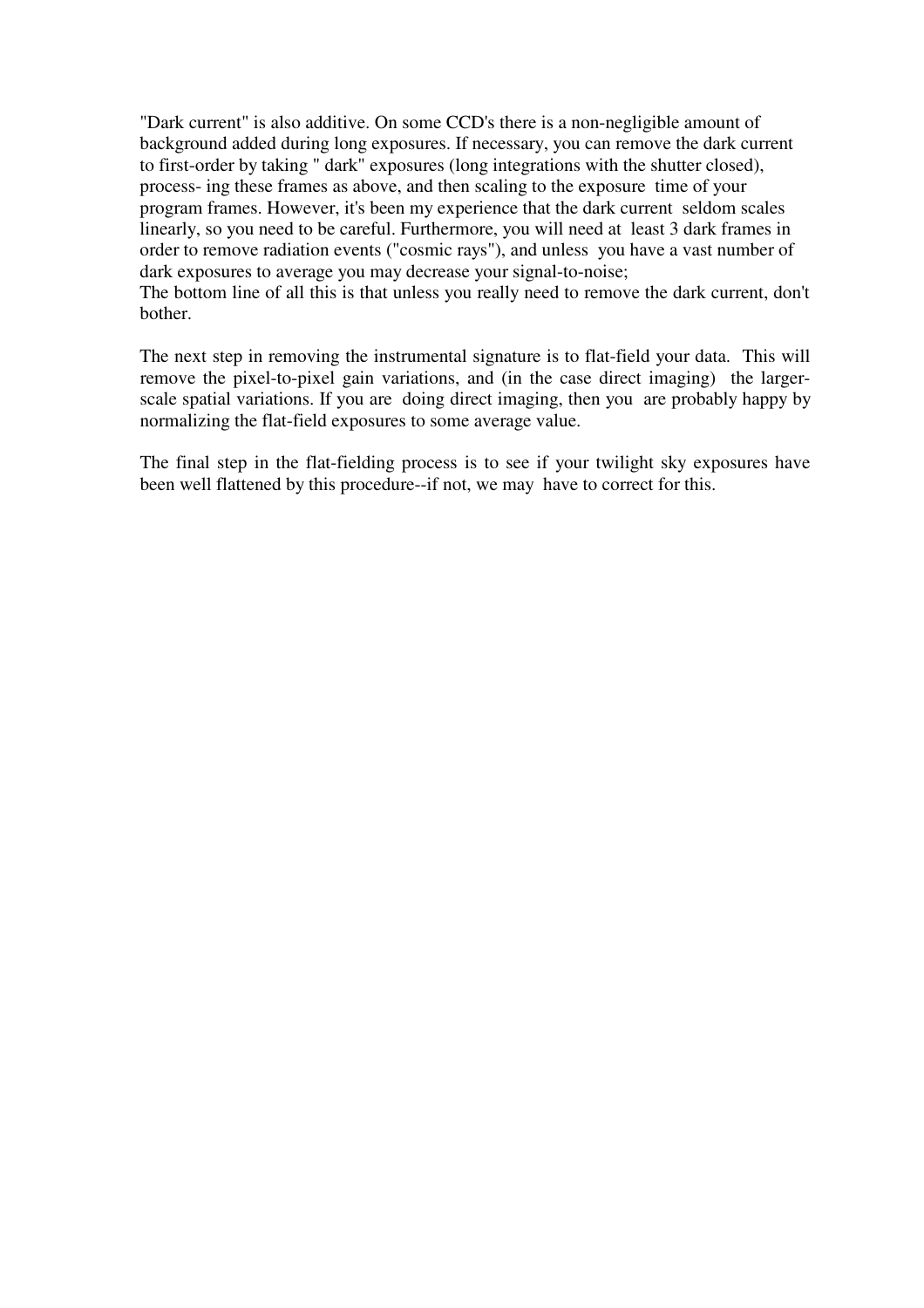"Dark current" is also additive. On some CCD's there is a non-negligible amount of background added during long exposures. If necessary, you can remove the dark current to first-order by taking " dark" exposures (long integrations with the shutter closed), process- ing these frames as above, and then scaling to the exposure time of your program frames. However, it's been my experience that the dark current seldom scales linearly, so you need to be careful. Furthermore, you will need at least 3 dark frames in order to remove radiation events ("cosmic rays"), and unless you have a vast number of dark exposures to average you may decrease your signal-to-noise;
The bottom line of all this is that unless you really need to remove the dark current, don't bother.

The next step in removing the instrumental signature is to flat-field your data. This will remove the pixel-to-pixel gain variations, and (in the case direct imaging) the larger-scale spatial variations. If you are doing direct imaging, then you are probably happy by normalizing the flat-field exposures to some average value.

The final step in the flat-fielding process is to see if your twilight sky exposures have been well flattened by this procedure--if not, we may have to correct for this.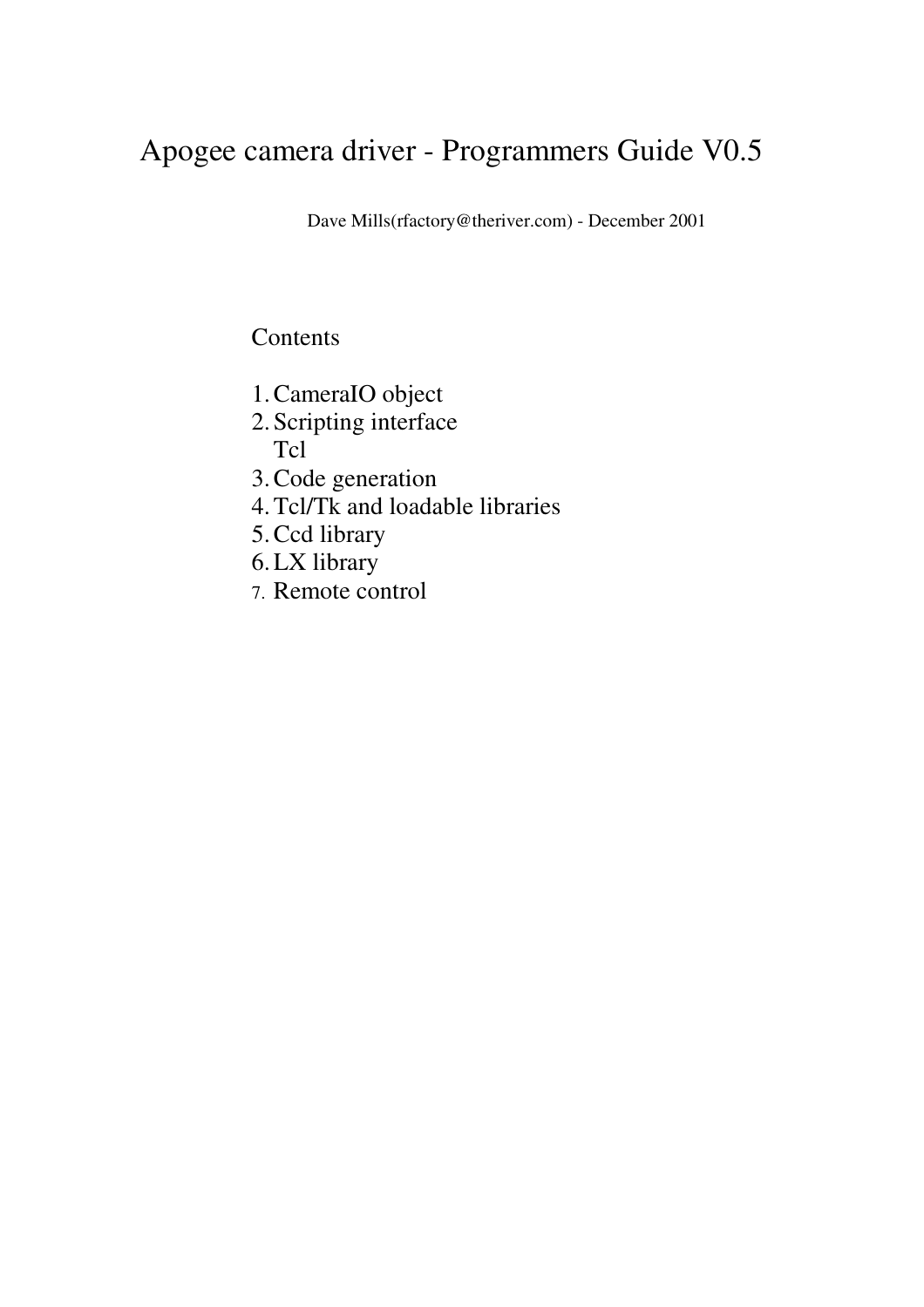# Apogee camera driver - Programmers Guide V0.5

Dave Mills(rfactory@theriver.com) - December 2001

Contents

1. CameraIO object
2. Scripting interface
   Tcl
3. Code generation
4. Tcl/Tk and loadable libraries
5. Ccd library
6. LX library
7. Remote control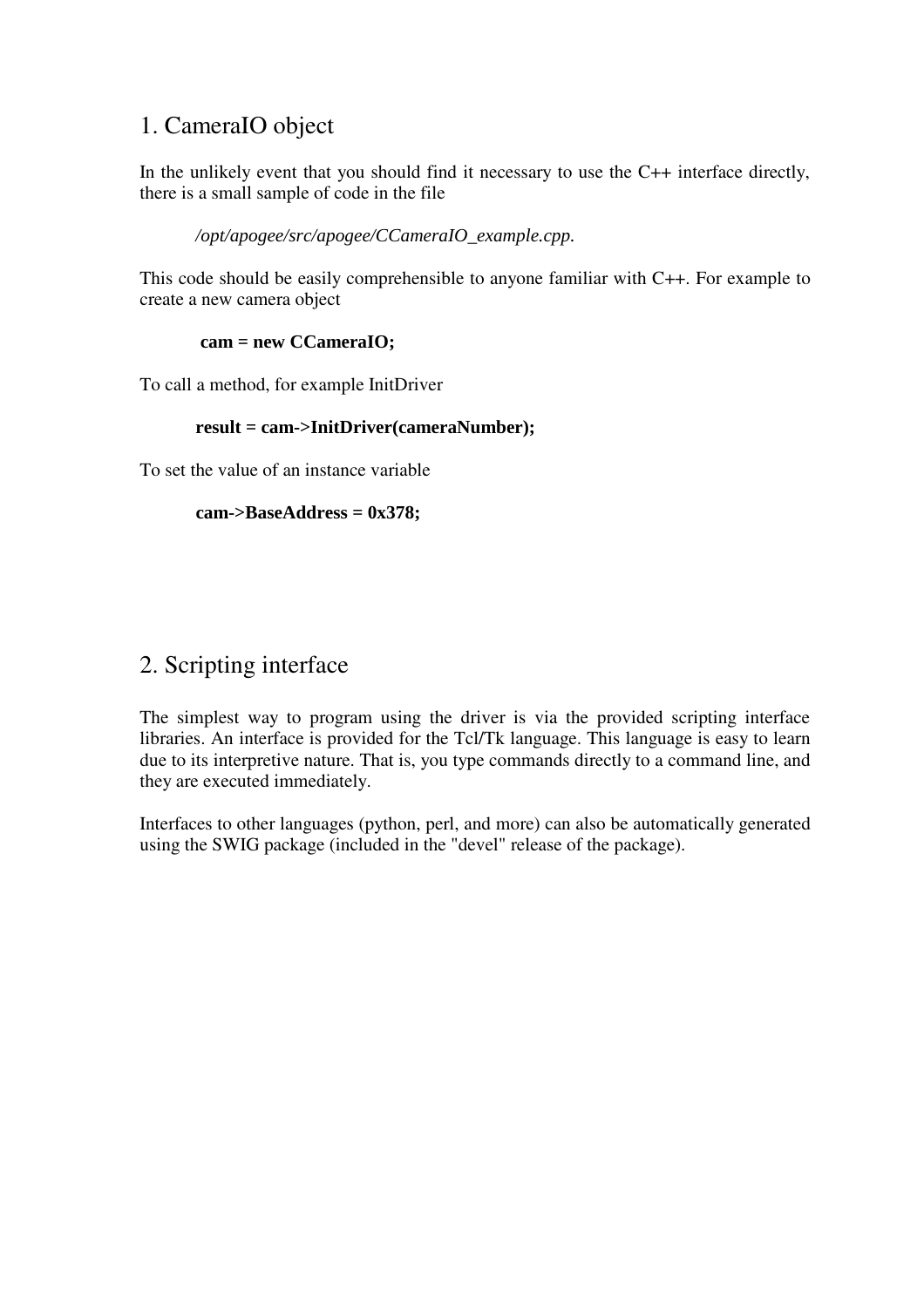## 1. CameraIO object

In the unlikely event that you should find it necessary to use the C++ interface directly, there is a small sample of code in the file

*/opt/apogee/src/apogee/CCameraIO_example.cpp.*

This code should be easily comprehensible to anyone familiar with C++. For example to create a new camera object

```
cam = new CCameraIO;
```

To call a method, for example InitDriver

```
result = cam->InitDriver(cameraNumber);
```

To set the value of an instance variable

```
cam->BaseAddress = 0x378;
```

## 2. Scripting interface

The simplest way to program using the driver is via the provided scripting interface libraries. An interface is provided for the Tcl/Tk language. This language is easy to learn due to its interpretive nature. That is, you type commands directly to a command line, and they are executed immediately.

Interfaces to other languages (python, perl, and more) can also be automatically generated using the SWIG package (included in the "devel" release of the package).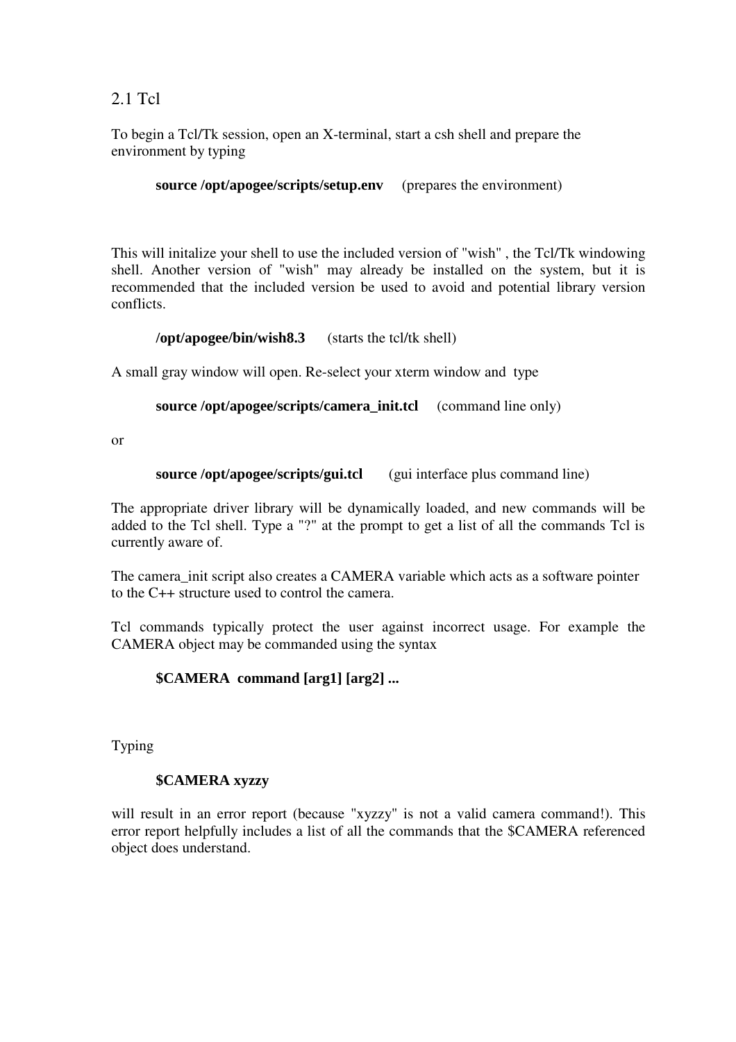## 2.1 Tcl

To begin a Tcl/Tk session, open an X-terminal, start a csh shell and prepare the environment by typing

**source /opt/apogee/scripts/setup.env** (prepares the environment)

This will initalize your shell to use the included version of "wish" , the Tcl/Tk windowing shell. Another version of "wish" may already be installed on the system, but it is recommended that the included version be used to avoid and potential library version conflicts.

**/opt/apogee/bin/wish8.3** (starts the tcl/tk shell)

A small gray window will open. Re-select your xterm window and type

**source /opt/apogee/scripts/camera_init.tcl** (command line only)

or

**source /opt/apogee/scripts/gui.tcl** (gui interface plus command line)

The appropriate driver library will be dynamically loaded, and new commands will be added to the Tcl shell. Type a "?" at the prompt to get a list of all the commands Tcl is currently aware of.

The camera_init script also creates a CAMERA variable which acts as a software pointer to the C++ structure used to control the camera.

Tcl commands typically protect the user against incorrect usage. For example the CAMERA object may be commanded using the syntax

**$CAMERA command [arg1] [arg2] ...**

Typing

**$CAMERA xyzzy**

will result in an error report (because "xyzzy" is not a valid camera command!). This error report helpfully includes a list of all the commands that the $CAMERA referenced object does understand.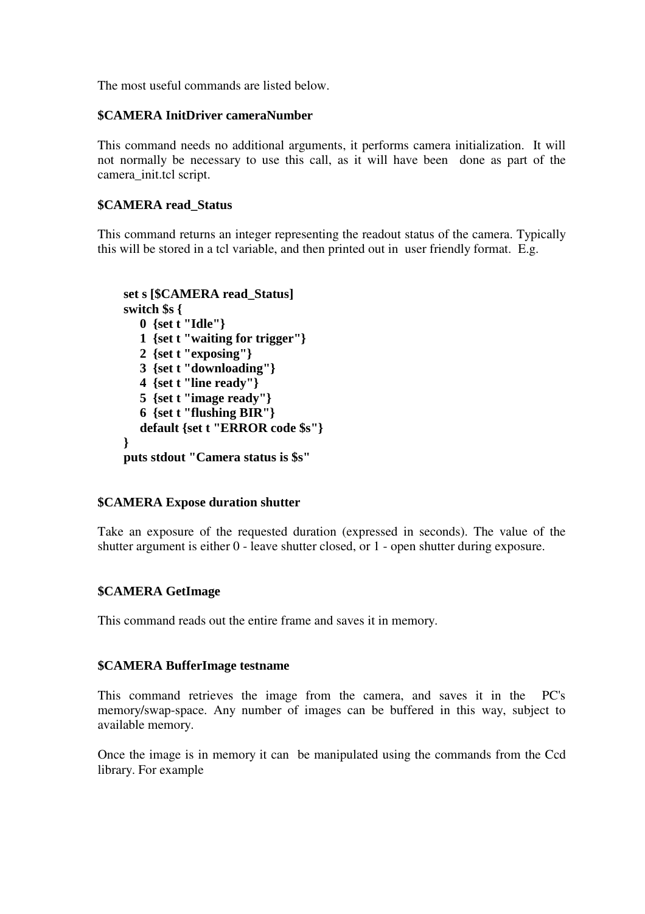The most useful commands are listed below.

**$CAMERA InitDriver cameraNumber**

This command needs no additional arguments, it performs camera initialization. It will not normally be necessary to use this call, as it will have been done as part of the camera_init.tcl script.

**$CAMERA read_Status**

This command returns an integer representing the readout status of the camera. Typically this will be stored in a tcl variable, and then printed out in user friendly format. E.g.

```
set s [$CAMERA read_Status]
switch $s {
    0  {set t "Idle"}
    1  {set t "waiting for trigger"}
    2  {set t "exposing"}
    3  {set t "downloading"}
    4  {set t "line ready"}
    5  {set t "image ready"}
    6  {set t "flushing BIR"}
    default {set t "ERROR code $s"}
}
puts stdout "Camera status is $s"
```

**$CAMERA Expose duration shutter**

Take an exposure of the requested duration (expressed in seconds). The value of the shutter argument is either 0 - leave shutter closed, or 1 - open shutter during exposure.

**$CAMERA GetImage**

This command reads out the entire frame and saves it in memory.

**$CAMERA BufferImage testname**

This command retrieves the image from the camera, and saves it in the PC's memory/swap-space. Any number of images can be buffered in this way, subject to available memory.

Once the image is in memory it can be manipulated using the commands from the Ccd library. For example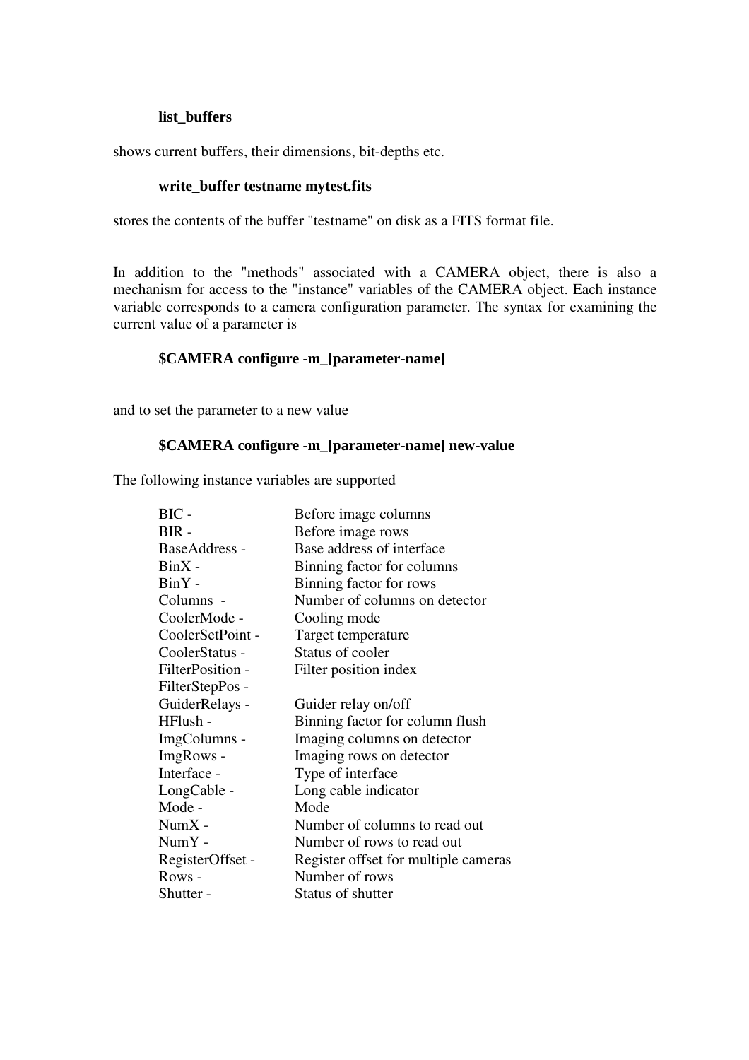**list_buffers**

shows current buffers, their dimensions, bit-depths etc.

**write_buffer testname mytest.fits**

stores the contents of the buffer "testname" on disk as a FITS format file.

In addition to the "methods" associated with a CAMERA object, there is also a mechanism for access to the "instance" variables of the CAMERA object. Each instance variable corresponds to a camera configuration parameter. The syntax for examining the current value of a parameter is

**$CAMERA configure -m_[parameter-name]**

and to set the parameter to a new value

**$CAMERA configure -m_[parameter-name] new-value**

The following instance variables are supported

| | |
|---|---|
| BIC - | Before image columns |
| BIR - | Before image rows |
| BaseAddress - | Base address of interface |
| BinX - | Binning factor for columns |
| BinY - | Binning factor for rows |
| Columns - | Number of columns on detector |
| CoolerMode - | Cooling mode |
| CoolerSetPoint - | Target temperature |
| CoolerStatus - | Status of cooler |
| FilterPosition - | Filter position index |
| FilterStepPos - | |
| GuiderRelays - | Guider relay on/off |
| HFlush - | Binning factor for column flush |
| ImgColumns - | Imaging columns on detector |
| ImgRows - | Imaging rows on detector |
| Interface - | Type of interface |
| LongCable - | Long cable indicator |
| Mode - | Mode |
| NumX - | Number of columns to read out |
| NumY - | Number of rows to read out |
| RegisterOffset - | Register offset for multiple cameras |
| Rows - | Number of rows |
| Shutter - | Status of shutter |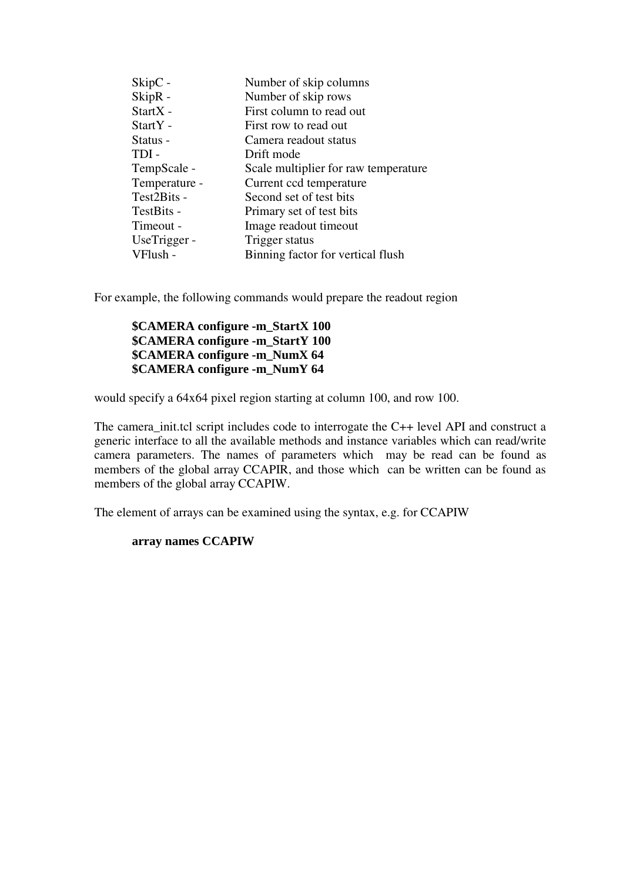| | |
|---|---|
| SkipC - | Number of skip columns |
| SkipR - | Number of skip rows |
| StartX - | First column to read out |
| StartY - | First row to read out |
| Status - | Camera readout status |
| TDI - | Drift mode |
| TempScale - | Scale multiplier for raw temperature |
| Temperature - | Current ccd temperature |
| Test2Bits - | Second set of test bits |
| TestBits - | Primary set of test bits |
| Timeout - | Image readout timeout |
| UseTrigger - | Trigger status |
| VFlush - | Binning factor for vertical flush |

For example, the following commands would prepare the readout region

```
$CAMERA configure -m_StartX 100
$CAMERA configure -m_StartY 100
$CAMERA configure -m_NumX 64
$CAMERA configure -m_NumY 64
```

would specify a 64x64 pixel region starting at column 100, and row 100.

The camera_init.tcl script includes code to interrogate the C++ level API and construct a generic interface to all the available methods and instance variables which can read/write camera parameters. The names of parameters which may be read can be found as members of the global array CCAPIR, and those which can be written can be found as members of the global array CCAPIW.

The element of arrays can be examined using the syntax, e.g. for CCAPIW

```
array names CCAPIW
```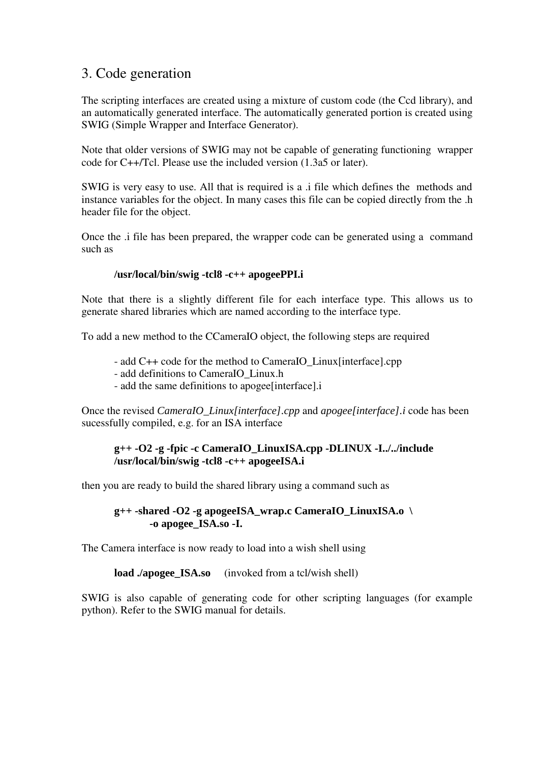## 3. Code generation

The scripting interfaces are created using a mixture of custom code (the Ccd library), and an automatically generated interface. The automatically generated portion is created using SWIG (Simple Wrapper and Interface Generator).

Note that older versions of SWIG may not be capable of generating functioning wrapper code for C++/Tcl. Please use the included version (1.3a5 or later).

SWIG is very easy to use. All that is required is a .i file which defines the methods and instance variables for the object. In many cases this file can be copied directly from the .h header file for the object.

Once the .i file has been prepared, the wrapper code can be generated using a command such as

```
/usr/local/bin/swig -tcl8 -c++ apogeePPI.i
```

Note that there is a slightly different file for each interface type. This allows us to generate shared libraries which are named according to the interface type.

To add a new method to the CCameraIO object, the following steps are required

- add C++ code for the method to CameraIO_Linux[interface].cpp
- add definitions to CameraIO_Linux.h
- add the same definitions to apogee[interface].i

Once the revised *CameraIO_Linux[interface].cpp* and *apogee[interface].i* code has been sucessfully compiled, e.g. for an ISA interface

```
g++ -O2 -g -fpic -c CameraIO_LinuxISA.cpp -DLINUX -I../../include
/usr/local/bin/swig -tcl8 -c++ apogeeISA.i
```

then you are ready to build the shared library using a command such as

```
g++ -shared -O2 -g apogeeISA_wrap.c CameraIO_LinuxISA.o \
        -o apogee_ISA.so -I.
```

The Camera interface is now ready to load into a wish shell using

**load ./apogee_ISA.so** (invoked from a tcl/wish shell)

SWIG is also capable of generating code for other scripting languages (for example python). Refer to the SWIG manual for details.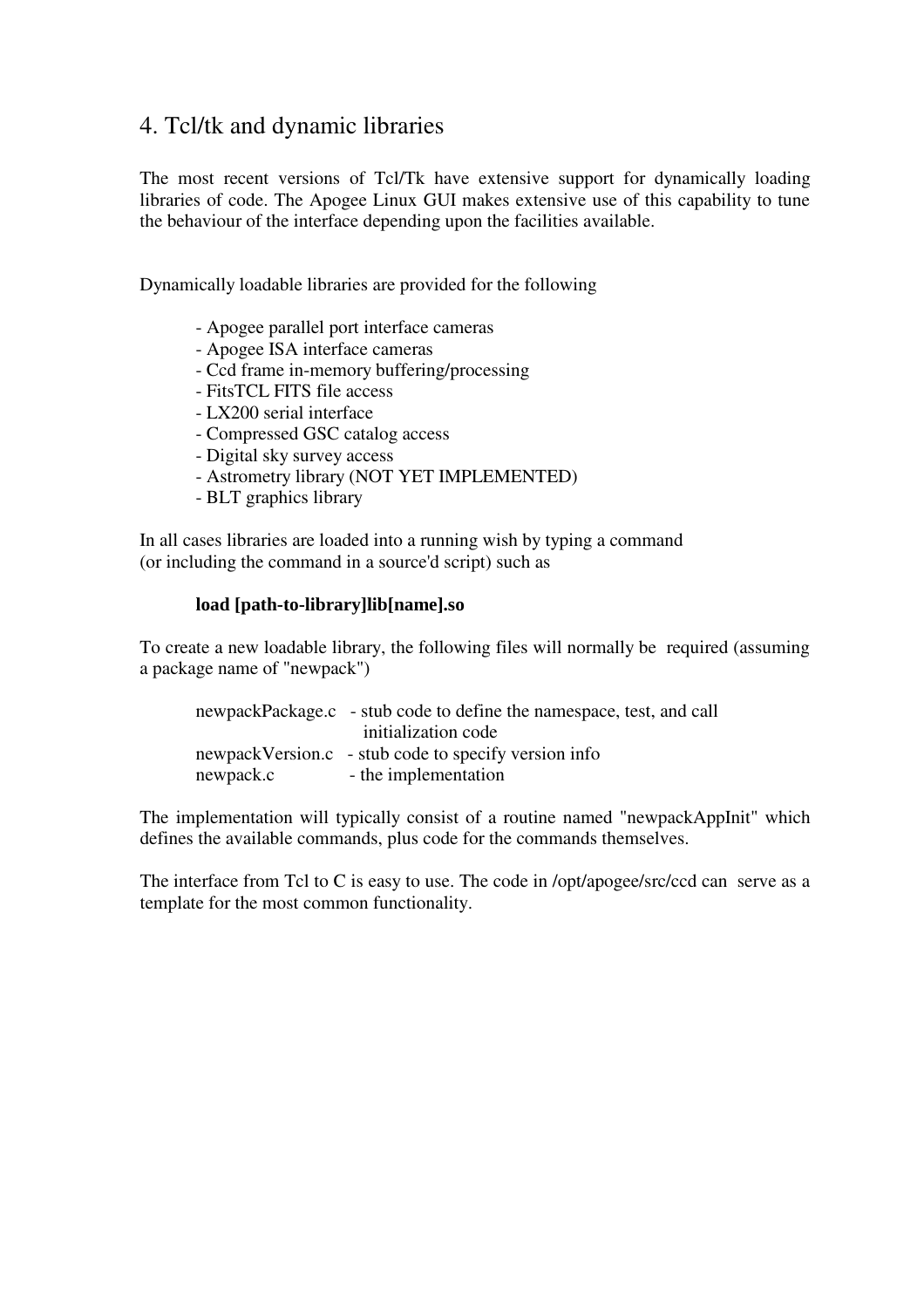# 4. Tcl/tk and dynamic libraries

The most recent versions of Tcl/Tk have extensive support for dynamically loading libraries of code. The Apogee Linux GUI makes extensive use of this capability to tune the behaviour of the interface depending upon the facilities available.

Dynamically loadable libraries are provided for the following

- Apogee parallel port interface cameras
- Apogee ISA interface cameras
- Ccd frame in-memory buffering/processing
- FitsTCL FITS file access
- LX200 serial interface
- Compressed GSC catalog access
- Digital sky survey access
- Astrometry library (NOT YET IMPLEMENTED)
- BLT graphics library

In all cases libraries are loaded into a running wish by typing a command (or including the command in a source'd script) such as

**load [path-to-library]lib[name].so**

To create a new loadable library, the following files will normally be required (assuming a package name of "newpack")

| | |
|---|---|
| newpackPackage.c | - stub code to define the namespace, test, and call initialization code |
| newpackVersion.c | - stub code to specify version info |
| newpack.c | - the implementation |

The implementation will typically consist of a routine named "newpackAppInit" which defines the available commands, plus code for the commands themselves.

The interface from Tcl to C is easy to use. The code in /opt/apogee/src/ccd can serve as a template for the most common functionality.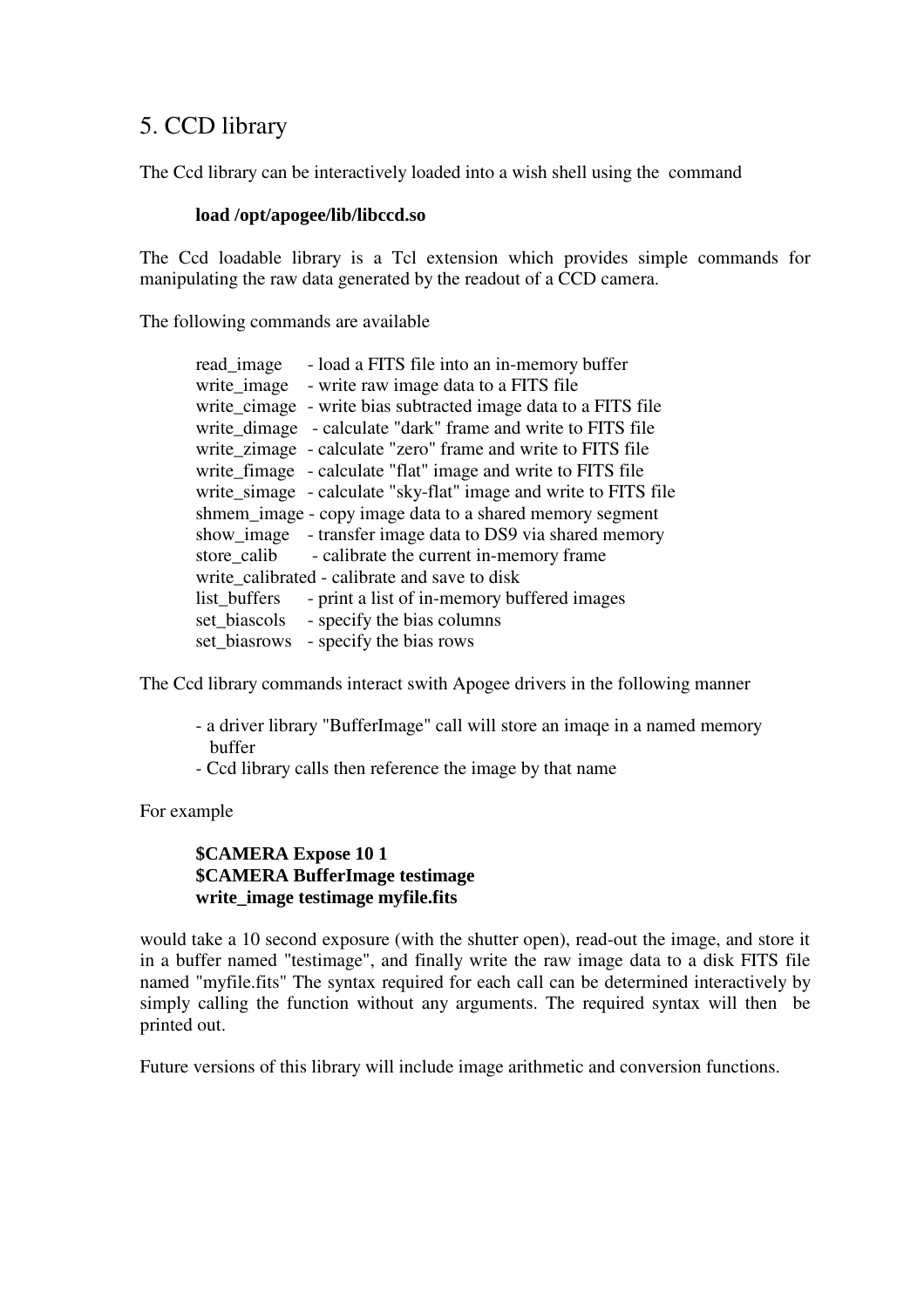## 5. CCD library

The Ccd library can be interactively loaded into a wish shell using the command

**load /opt/apogee/lib/libccd.so**

The Ccd loadable library is a Tcl extension which provides simple commands for manipulating the raw data generated by the readout of a CCD camera.

The following commands are available

```
read_image      - load a FITS file into an in-memory buffer
write_image     - write raw image data to a FITS file
write_cimage    - write bias subtracted image data to a FITS file
write_dimage    - calculate "dark" frame and write to FITS file
write_zimage    - calculate "zero" frame and write to FITS file
write_fimage    - calculate "flat" image and write to FITS file
write_simage    - calculate "sky-flat" image and write to FITS file
shmem_image     - copy image data to a shared memory segment
show_image      - transfer image data to DS9 via shared memory
store_calib     - calibrate the current in-memory frame
write_calibrated - calibrate and save to disk
list_buffers    - print a list of in-memory buffered images
set_biascols    - specify the bias columns
set_biasrows    - specify the bias rows
```

The Ccd library commands interact swith Apogee drivers in the following manner

- a driver library "BufferImage" call will store an imaqe in a named memory buffer
- Ccd library calls then reference the image by that name

For example

```
$CAMERA Expose 10 1
$CAMERA BufferImage testimage
write_image testimage myfile.fits
```

would take a 10 second exposure (with the shutter open), read-out the image, and store it in a buffer named "testimage", and finally write the raw image data to a disk FITS file named "myfile.fits" The syntax required for each call can be determined interactively by simply calling the function without any arguments. The required syntax will then be printed out.

Future versions of this library will include image arithmetic and conversion functions.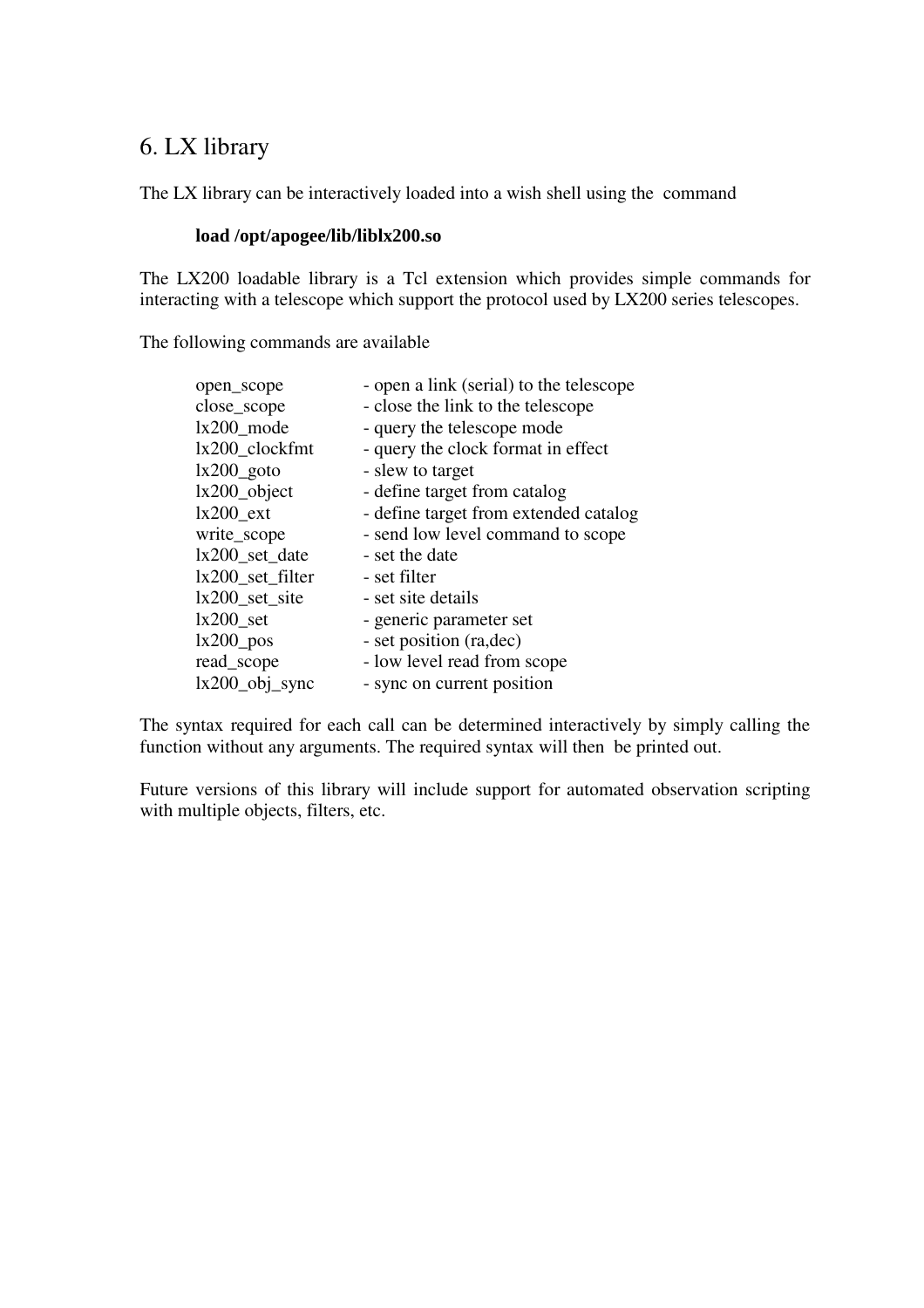# 6. LX library

The LX library can be interactively loaded into a wish shell using the command

**load /opt/apogee/lib/liblx200.so**

The LX200 loadable library is a Tcl extension which provides simple commands for interacting with a telescope which support the protocol used by LX200 series telescopes.

The following commands are available

| | |
|---|---|
| open_scope | - open a link (serial) to the telescope |
| close_scope | - close the link to the telescope |
| lx200_mode | - query the telescope mode |
| lx200_clockfmt | - query the clock format in effect |
| lx200_goto | - slew to target |
| lx200_object | - define target from catalog |
| lx200_ext | - define target from extended catalog |
| write_scope | - send low level command to scope |
| lx200_set_date | - set the date |
| lx200_set_filter | - set filter |
| lx200_set_site | - set site details |
| lx200_set | - generic parameter set |
| lx200_pos | - set position (ra,dec) |
| read_scope | - low level read from scope |
| lx200_obj_sync | - sync on current position |

The syntax required for each call can be determined interactively by simply calling the function without any arguments. The required syntax will then be printed out.

Future versions of this library will include support for automated observation scripting with multiple objects, filters, etc.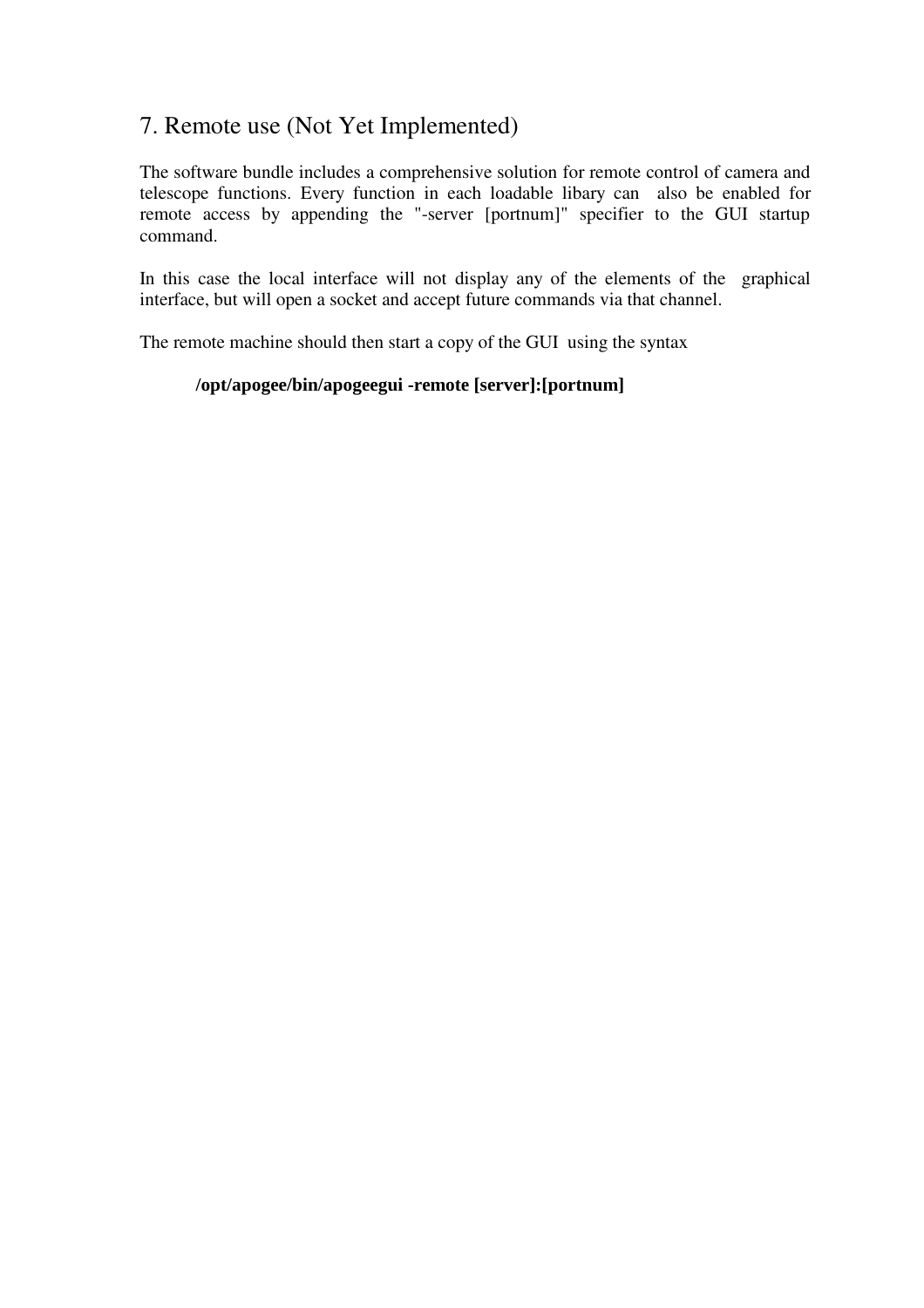# 7. Remote use (Not Yet Implemented)

The software bundle includes a comprehensive solution for remote control of camera and telescope functions. Every function in each loadable libary can also be enabled for remote access by appending the "-server [portnum]" specifier to the GUI startup command.

In this case the local interface will not display any of the elements of the graphical interface, but will open a socket and accept future commands via that channel.

The remote machine should then start a copy of the GUI using the syntax

**/opt/apogee/bin/apogeegui -remote [server]:[portnum]**